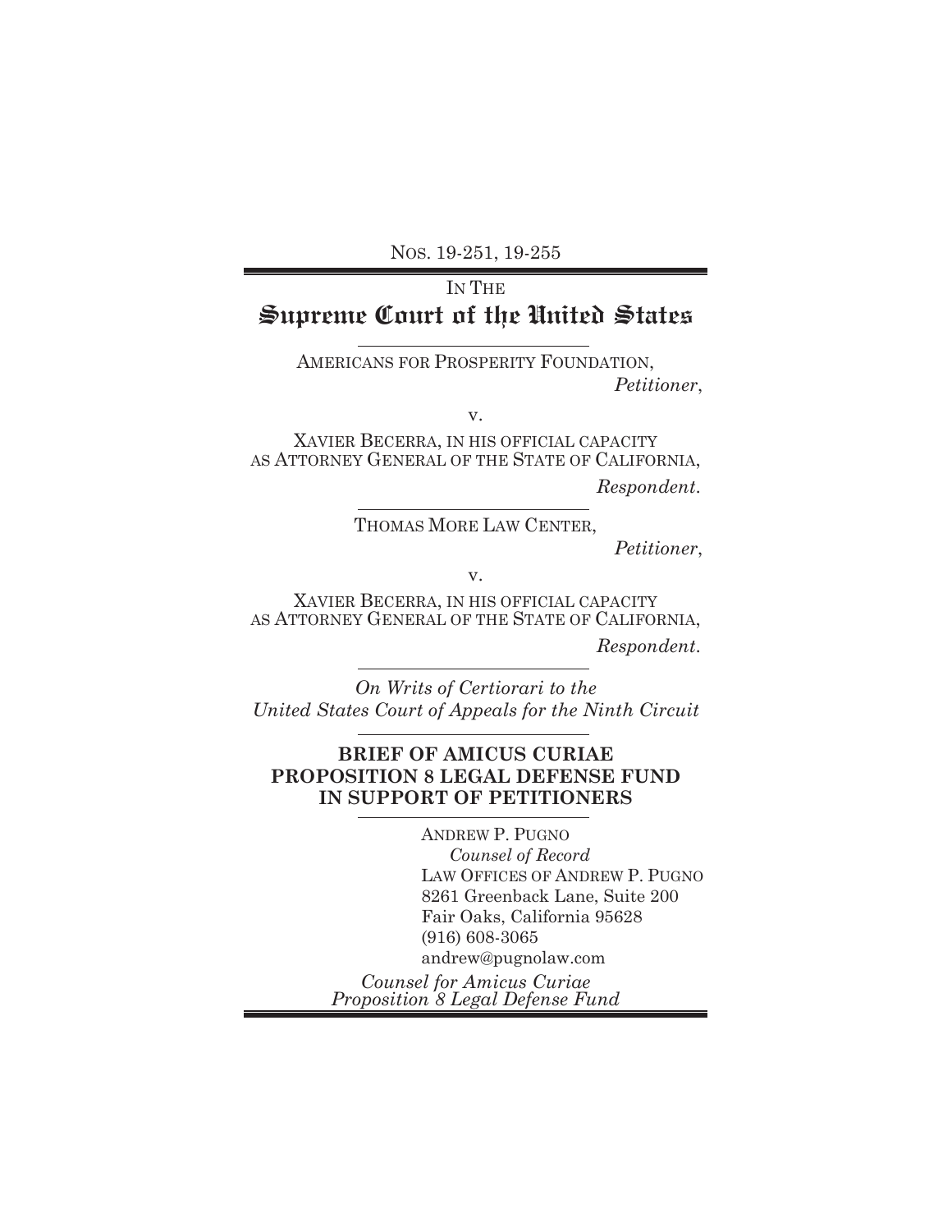NOS. 19-251, 19-255

IN THE

# Supreme Court of the United States

AMERICANS FOR PROSPERITY FOUNDATION,
*Petitioner*,

v.

XAVIER BECERRA, IN HIS OFFICIAL CAPACITY AS ATTORNEY GENERAL OF THE STATE OF CALIFORNIA,
*Respondent*.

THOMAS MORE LAW CENTER,
*Petitioner*,

v.

XAVIER BECERRA, IN HIS OFFICIAL CAPACITY AS ATTORNEY GENERAL OF THE STATE OF CALIFORNIA,
*Respondent*.

*On Writs of Certiorari to the United States Court of Appeals for the Ninth Circuit*

**BRIEF OF AMICUS CURIAE PROPOSITION 8 LEGAL DEFENSE FUND IN SUPPORT OF PETITIONERS**

ANDREW P. PUGNO
*Counsel of Record*
LAW OFFICES OF ANDREW P. PUGNO
8261 Greenback Lane, Suite 200
Fair Oaks, California 95628
(916) 608-3065
andrew@pugnolaw.com

*Counsel for Amicus Curiae Proposition 8 Legal Defense Fund*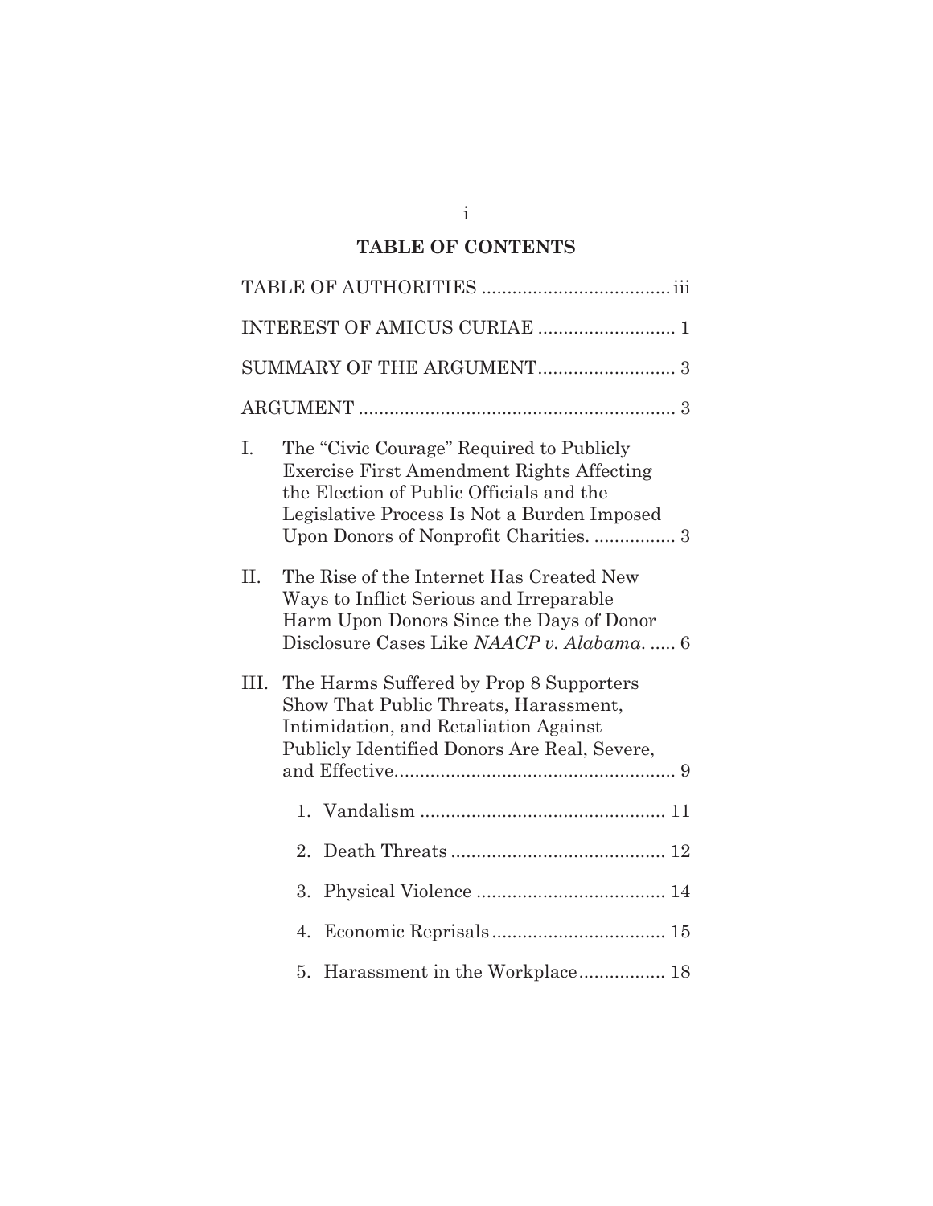## TABLE OF CONTENTS

TABLE OF AUTHORITIES .................................... iii

INTEREST OF AMICUS CURIAE .......................... 1

SUMMARY OF THE ARGUMENT .......................... 3

ARGUMENT ............................................................ 3

I. The "Civic Courage" Required to Publicly Exercise First Amendment Rights Affecting the Election of Public Officials and the Legislative Process Is Not a Burden Imposed Upon Donors of Nonprofit Charities. ................ 3

II. The Rise of the Internet Has Created New Ways to Inflict Serious and Irreparable Harm Upon Donors Since the Days of Donor Disclosure Cases Like *NAACP v. Alabama*. ..... 6

III. The Harms Suffered by Prop 8 Supporters Show That Public Threats, Harassment, Intimidation, and Retaliation Against Publicly Identified Donors Are Real, Severe, and Effective ...................................................... 9

1. Vandalism ................................................ 11
2. Death Threats .......................................... 12
3. Physical Violence ..................................... 14
4. Economic Reprisals .................................. 15
5. Harassment in the Workplace ................. 18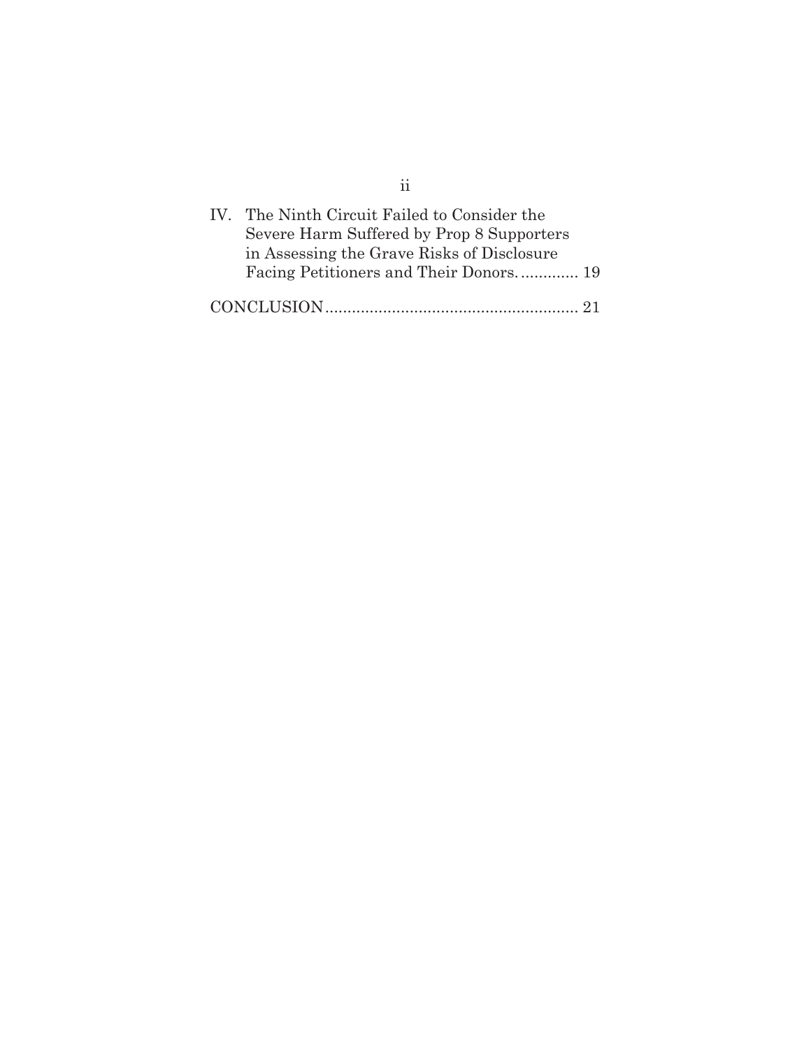IV. The Ninth Circuit Failed to Consider the Severe Harm Suffered by Prop 8 Supporters in Assessing the Grave Risks of Disclosure Facing Petitioners and Their Donors. ............ 19

CONCLUSION........................................................ 21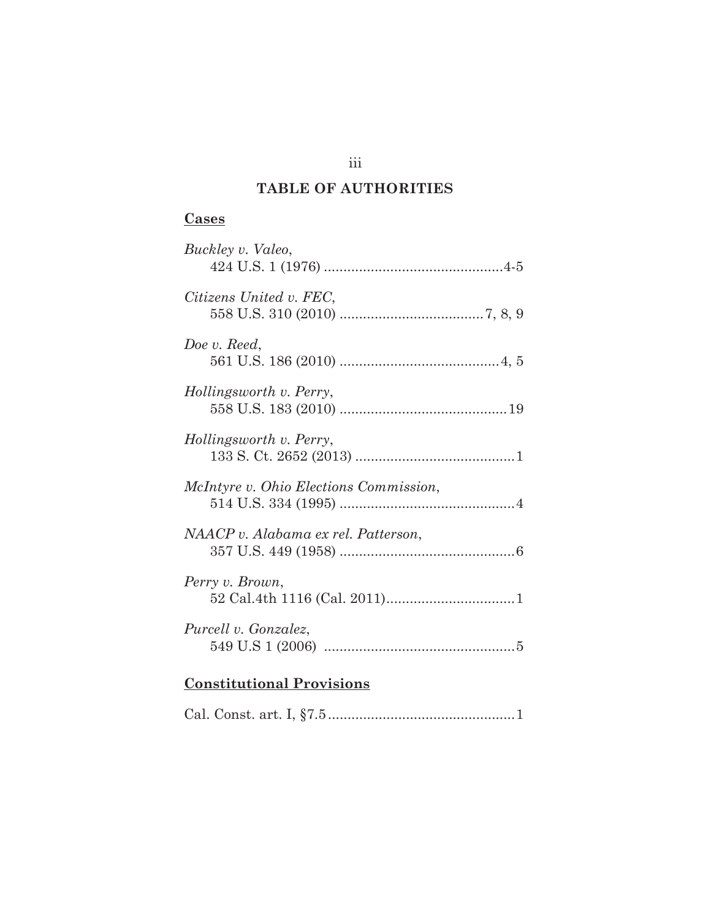# TABLE OF AUTHORITIES

## Cases

*Buckley v. Valeo*,
424 U.S. 1 (1976) .............................................4-5

*Citizens United v. FEC*,
558 U.S. 310 (2010) ....................................7, 8, 9

*Doe v. Reed*,
561 U.S. 186 (2010) ........................................4, 5

*Hollingsworth v. Perry*,
558 U.S. 183 (2010) ..........................................19

*Hollingsworth v. Perry*,
133 S. Ct. 2652 (2013) ........................................1

*McIntyre v. Ohio Elections Commission*,
514 U.S. 334 (1995) ............................................4

*NAACP v. Alabama ex rel. Patterson*,
357 U.S. 449 (1958) ............................................6

*Perry v. Brown*,
52 Cal.4th 1116 (Cal. 2011)................................1

*Purcell v. Gonzalez*,
549 U.S 1 (2006) ................................................5

## Constitutional Provisions

Cal. Const. art. I, §7.5...............................................1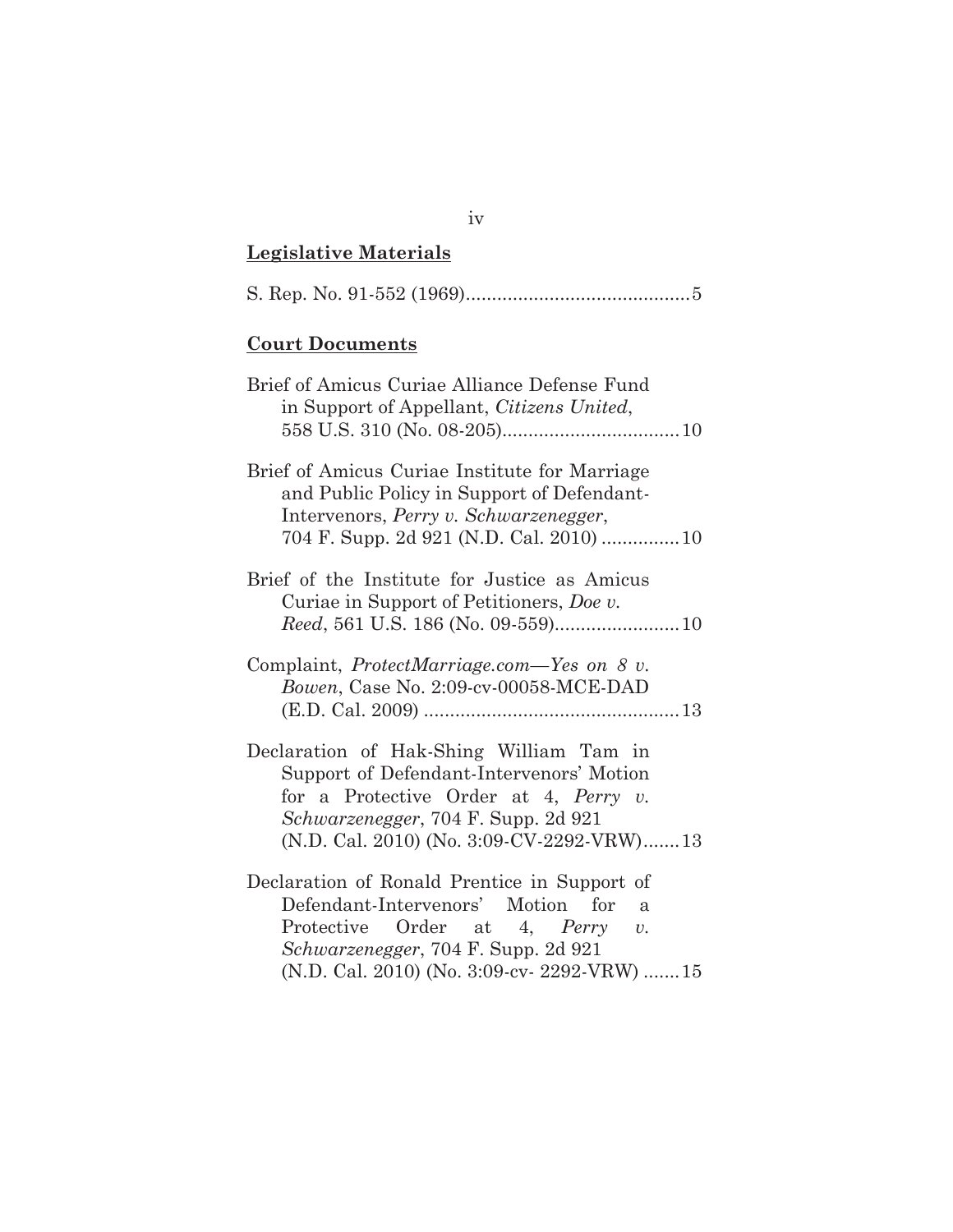**Legislative Materials**

S. Rep. No. 91-552 (1969)...........................................5

**Court Documents**

Brief of Amicus Curiae Alliance Defense Fund in Support of Appellant, *Citizens United*, 558 U.S. 310 (No. 08-205)..................................10

Brief of Amicus Curiae Institute for Marriage and Public Policy in Support of Defendant-Intervenors, *Perry v. Schwarzenegger*, 704 F. Supp. 2d 921 (N.D. Cal. 2010) ...............10

Brief of the Institute for Justice as Amicus Curiae in Support of Petitioners, *Doe v. Reed*, 561 U.S. 186 (No. 09-559)........................10

Complaint, *ProtectMarriage.com—Yes on 8 v. Bowen*, Case No. 2:09-cv-00058-MCE-DAD (E.D. Cal. 2009) .................................................13

Declaration of Hak-Shing William Tam in Support of Defendant-Intervenors' Motion for a Protective Order at 4, *Perry v. Schwarzenegger*, 704 F. Supp. 2d 921 (N.D. Cal. 2010) (No. 3:09-CV-2292-VRW).......13

Declaration of Ronald Prentice in Support of Defendant-Intervenors' Motion for a Protective Order at 4, *Perry v. Schwarzenegger*, 704 F. Supp. 2d 921 (N.D. Cal. 2010) (No. 3:09-cv- 2292-VRW) .......15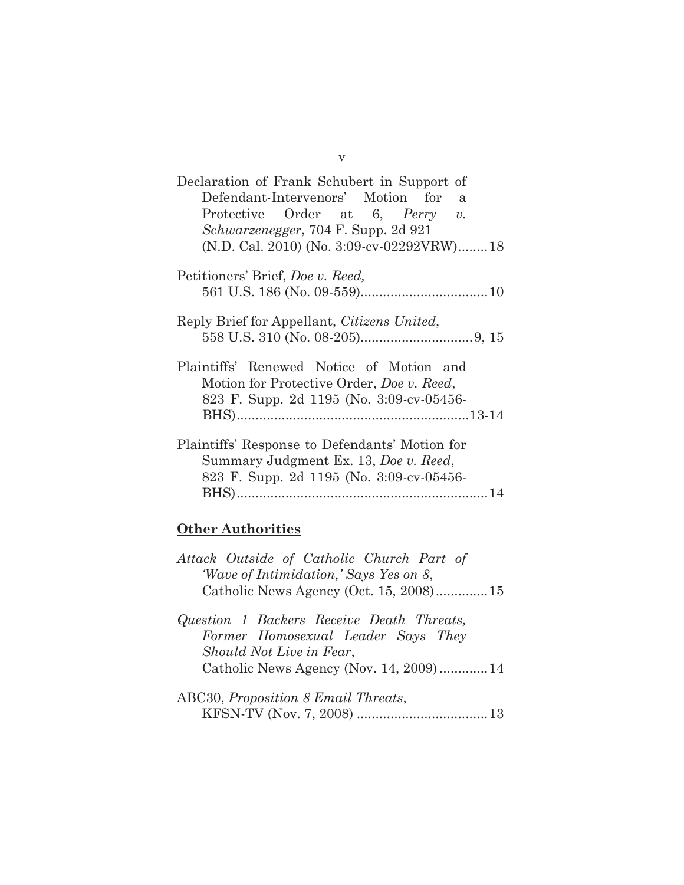Declaration of Frank Schubert in Support of Defendant-Intervenors' Motion for a Protective Order at 6, *Perry v. Schwarzenegger*, 704 F. Supp. 2d 921 (N.D. Cal. 2010) (No. 3:09-cv-02292VRW)........18

Petitioners' Brief, *Doe v. Reed,* 561 U.S. 186 (No. 09-559)..................................10

Reply Brief for Appellant, *Citizens United*, 558 U.S. 310 (No. 08-205)..............................9, 15

Plaintiffs' Renewed Notice of Motion and Motion for Protective Order, *Doe v. Reed*, 823 F. Supp. 2d 1195 (No. 3:09-cv-05456-BHS)..............................................................13-14

Plaintiffs' Response to Defendants' Motion for Summary Judgment Ex. 13, *Doe v. Reed*, 823 F. Supp. 2d 1195 (No. 3:09-cv-05456-BHS)...................................................................14

## <u>Other Authorities</u>

*Attack Outside of Catholic Church Part of 'Wave of Intimidation,' Says Yes on 8*, Catholic News Agency (Oct. 15, 2008)..............15

*Question 1 Backers Receive Death Threats, Former Homosexual Leader Says They Should Not Live in Fear*, Catholic News Agency (Nov. 14, 2009).............14

ABC30, *Proposition 8 Email Threats*, KFSN-TV (Nov. 7, 2008) ...................................13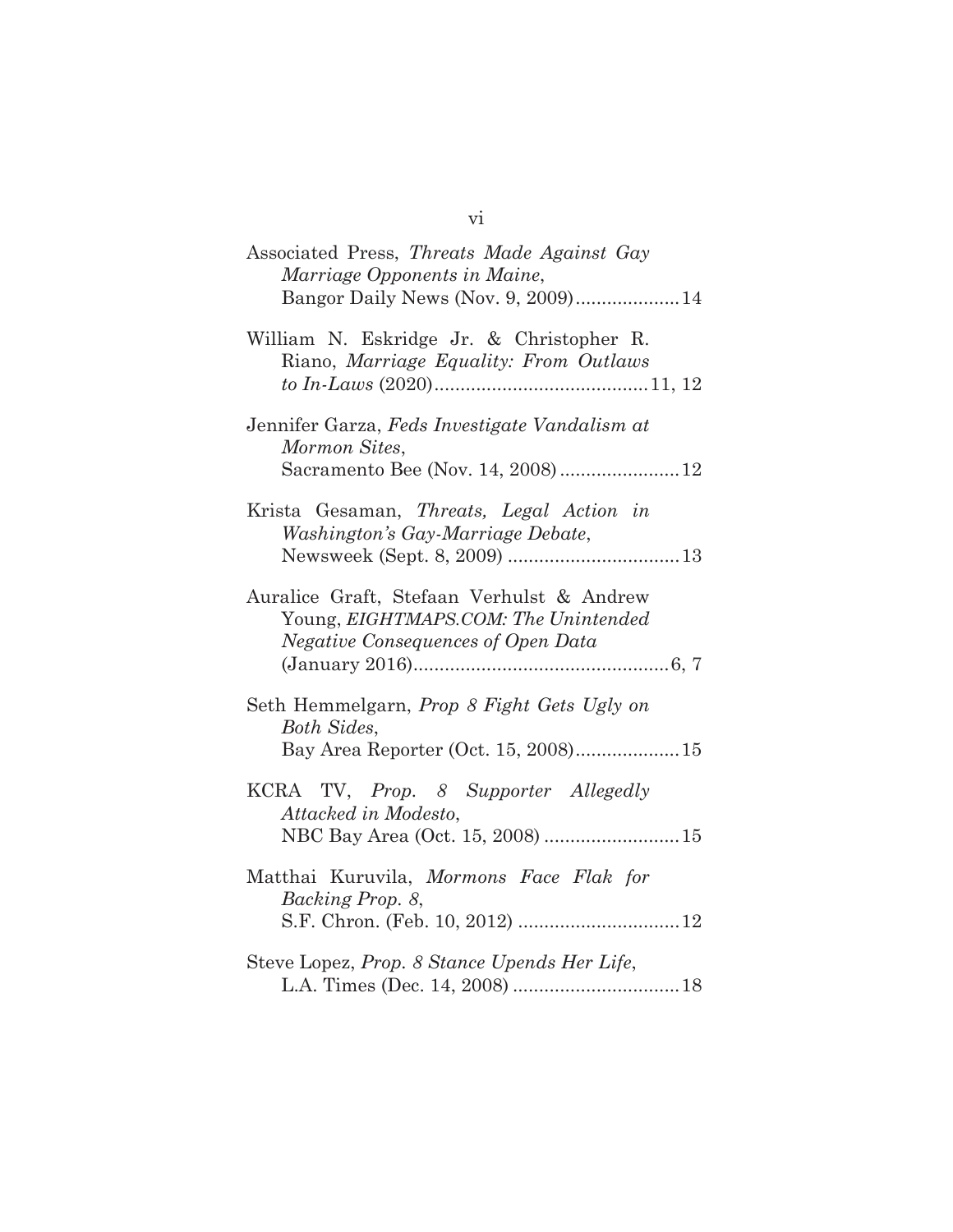Associated Press, *Threats Made Against Gay Marriage Opponents in Maine*, Bangor Daily News (Nov. 9, 2009)....................14

William N. Eskridge Jr. & Christopher R. Riano, *Marriage Equality: From Outlaws to In-Laws* (2020).........................................11, 12

Jennifer Garza, *Feds Investigate Vandalism at Mormon Sites*, Sacramento Bee (Nov. 14, 2008).......................12

Krista Gesaman, *Threats, Legal Action in Washington's Gay-Marriage Debate*, Newsweek (Sept. 8, 2009) .................................13

Auralice Graft, Stefaan Verhulst & Andrew Young, *EIGHTMAPS.COM: The Unintended Negative Consequences of Open Data* (January 2016).................................................6, 7

Seth Hemmelgarn, *Prop 8 Fight Gets Ugly on Both Sides*, Bay Area Reporter (Oct. 15, 2008)....................15

KCRA TV, *Prop. 8 Supporter Allegedly Attacked in Modesto*, NBC Bay Area (Oct. 15, 2008) ..........................15

Matthai Kuruvila, *Mormons Face Flak for Backing Prop. 8*, S.F. Chron. (Feb. 10, 2012) ...............................12

Steve Lopez, *Prop. 8 Stance Upends Her Life*, L.A. Times (Dec. 14, 2008) ................................18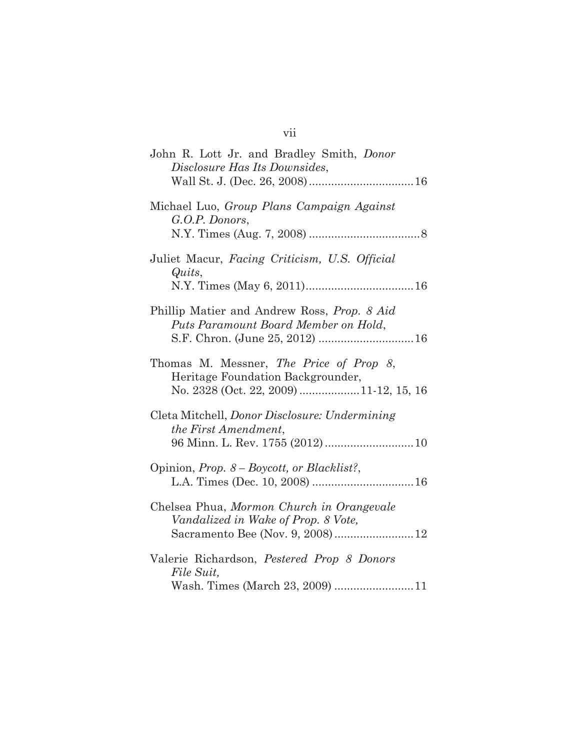John R. Lott Jr. and Bradley Smith, *Donor Disclosure Has Its Downsides*, Wall St. J. (Dec. 26, 2008) ................................ 16

Michael Luo, *Group Plans Campaign Against G.O.P. Donors*, N.Y. Times (Aug. 7, 2008) .................................. 8

Juliet Macur, *Facing Criticism, U.S. Official Quits*, N.Y. Times (May 6, 2011) ................................. 16

Phillip Matier and Andrew Ross, *Prop. 8 Aid Puts Paramount Board Member on Hold*, S.F. Chron. (June 25, 2012) ............................ 16

Thomas M. Messner, *The Price of Prop 8*, Heritage Foundation Backgrounder, No. 2328 (Oct. 22, 2009) .................. 11-12, 15, 16

Cleta Mitchell, *Donor Disclosure: Undermining the First Amendment*, 96 Minn. L. Rev. 1755 (2012) ........................... 10

Opinion, *Prop. 8 – Boycott, or Blacklist?*, L.A. Times (Dec. 10, 2008) ............................... 16

Chelsea Phua, *Mormon Church in Orangevale Vandalized in Wake of Prop. 8 Vote,* Sacramento Bee (Nov. 9, 2008) ........................ 12

Valerie Richardson, *Pestered Prop 8 Donors File Suit,* Wash. Times (March 23, 2009) ........................ 11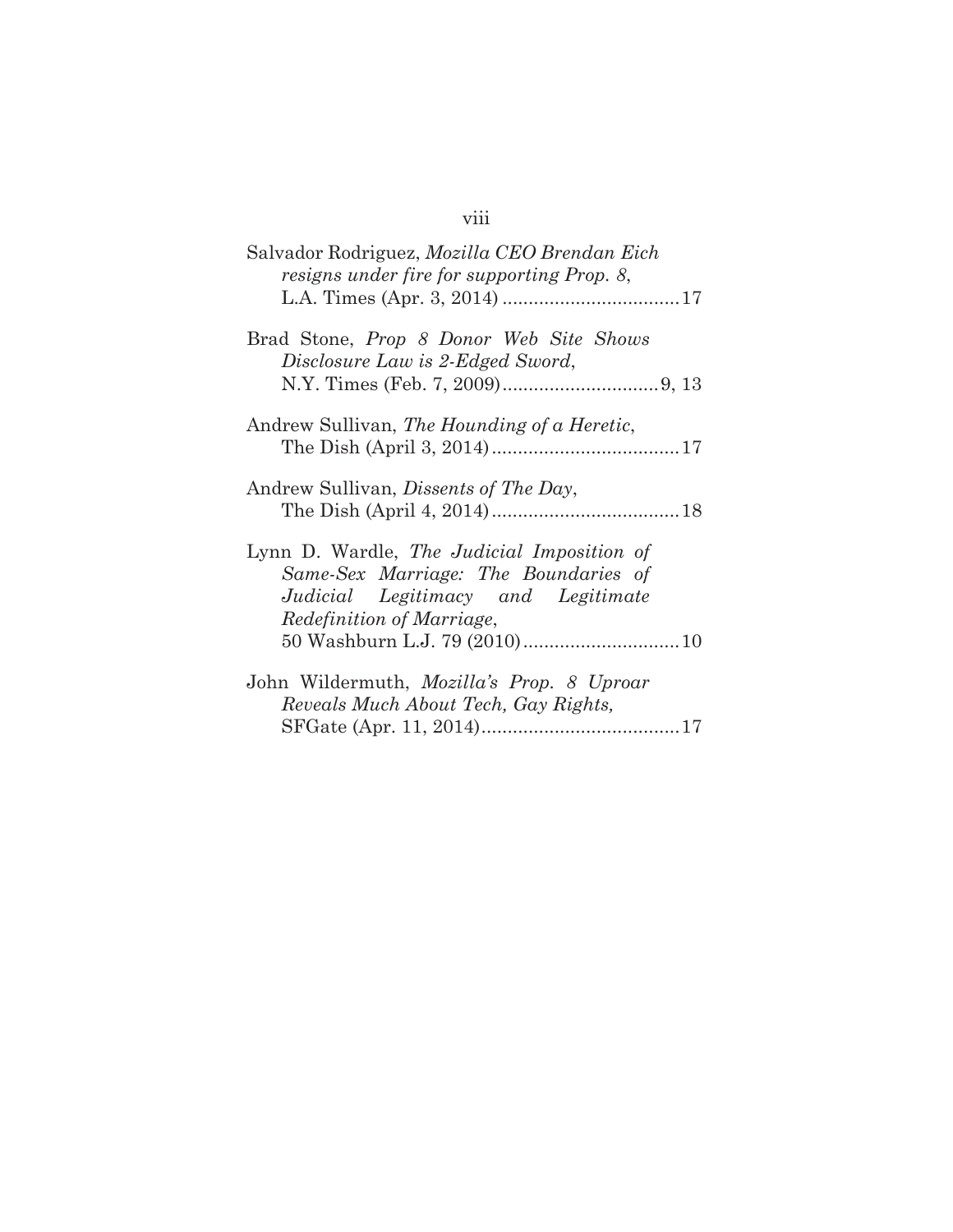Salvador Rodriguez, *Mozilla CEO Brendan Eich resigns under fire for supporting Prop. 8*, L.A. Times (Apr. 3, 2014) .................................. 17

Brad Stone, *Prop 8 Donor Web Site Shows Disclosure Law is 2-Edged Sword*, N.Y. Times (Feb. 7, 2009) .............................. 9, 13

Andrew Sullivan, *The Hounding of a Heretic*, The Dish (April 3, 2014) .................................... 17

Andrew Sullivan, *Dissents of The Day*, The Dish (April 4, 2014) .................................... 18

Lynn D. Wardle, *The Judicial Imposition of Same-Sex Marriage: The Boundaries of Judicial Legitimacy and Legitimate Redefinition of Marriage*, 50 Washburn L.J. 79 (2010) .............................. 10

John Wildermuth, *Mozilla's Prop. 8 Uproar Reveals Much About Tech, Gay Rights,* SFGate (Apr. 11, 2014) ...................................... 17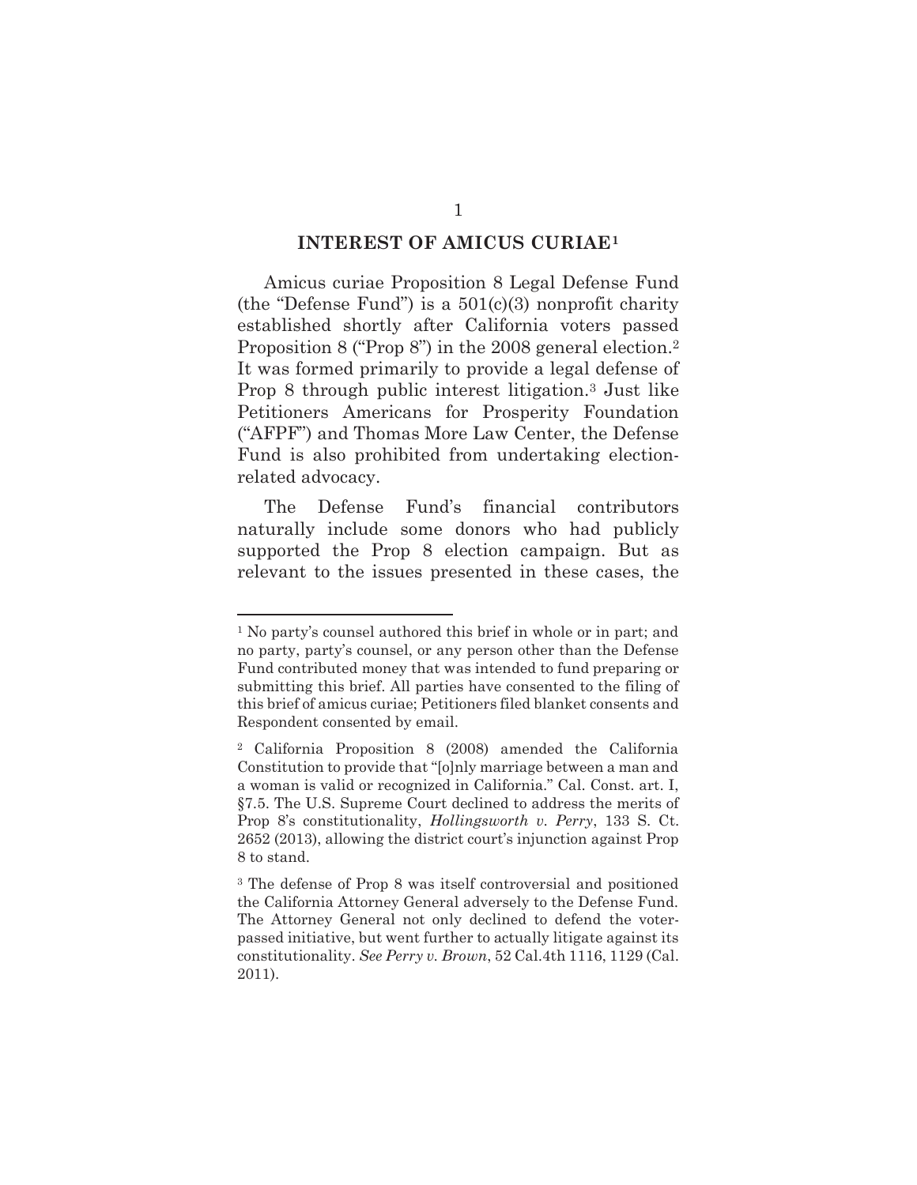## INTEREST OF AMICUS CURIAE[1]

Amicus curiae Proposition 8 Legal Defense Fund (the "Defense Fund") is a 501(c)(3) nonprofit charity established shortly after California voters passed Proposition 8 ("Prop 8") in the 2008 general election.[2] It was formed primarily to provide a legal defense of Prop 8 through public interest litigation.[3] Just like Petitioners Americans for Prosperity Foundation ("AFPF") and Thomas More Law Center, the Defense Fund is also prohibited from undertaking election-related advocacy.

The Defense Fund's financial contributors naturally include some donors who had publicly supported the Prop 8 election campaign. But as relevant to the issues presented in these cases, the

---

[1] No party's counsel authored this brief in whole or in part; and no party, party's counsel, or any person other than the Defense Fund contributed money that was intended to fund preparing or submitting this brief. All parties have consented to the filing of this brief of amicus curiae; Petitioners filed blanket consents and Respondent consented by email.

[2] California Proposition 8 (2008) amended the California Constitution to provide that "[o]nly marriage between a man and a woman is valid or recognized in California." Cal. Const. art. I, §7.5. The U.S. Supreme Court declined to address the merits of Prop 8's constitutionality, *Hollingsworth v. Perry*, 133 S. Ct. 2652 (2013), allowing the district court's injunction against Prop 8 to stand.

[3] The defense of Prop 8 was itself controversial and positioned the California Attorney General adversely to the Defense Fund. The Attorney General not only declined to defend the voter-passed initiative, but went further to actually litigate against its constitutionality. *See Perry v. Brown*, 52 Cal.4th 1116, 1129 (Cal. 2011).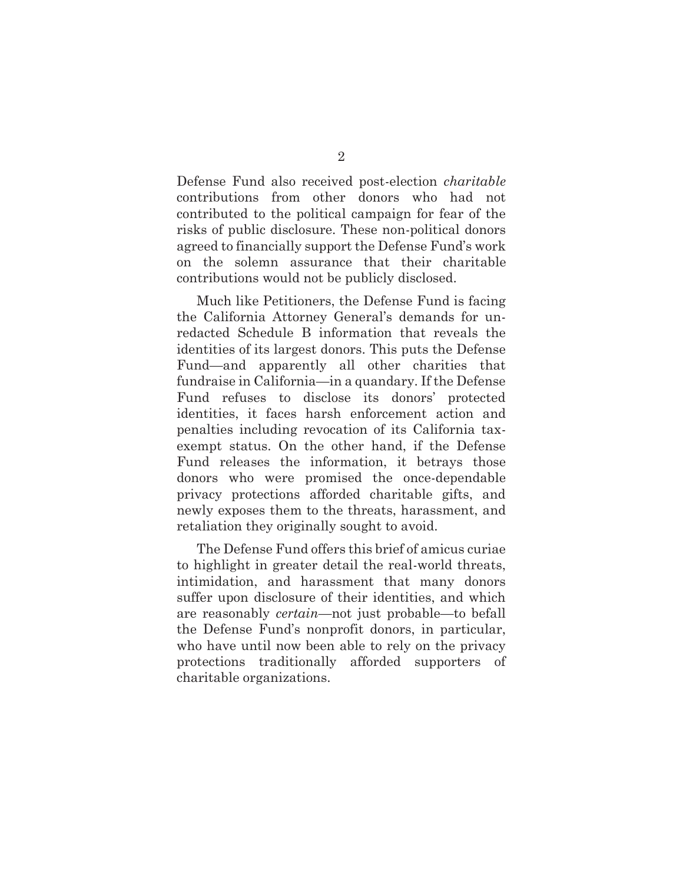Defense Fund also received post-election *charitable* contributions from other donors who had not contributed to the political campaign for fear of the risks of public disclosure. These non-political donors agreed to financially support the Defense Fund's work on the solemn assurance that their charitable contributions would not be publicly disclosed.

Much like Petitioners, the Defense Fund is facing the California Attorney General's demands for un-redacted Schedule B information that reveals the identities of its largest donors. This puts the Defense Fund—and apparently all other charities that fundraise in California—in a quandary. If the Defense Fund refuses to disclose its donors' protected identities, it faces harsh enforcement action and penalties including revocation of its California tax-exempt status. On the other hand, if the Defense Fund releases the information, it betrays those donors who were promised the once-dependable privacy protections afforded charitable gifts, and newly exposes them to the threats, harassment, and retaliation they originally sought to avoid.

The Defense Fund offers this brief of amicus curiae to highlight in greater detail the real-world threats, intimidation, and harassment that many donors suffer upon disclosure of their identities, and which are reasonably *certain*—not just probable—to befall the Defense Fund's nonprofit donors, in particular, who have until now been able to rely on the privacy protections traditionally afforded supporters of charitable organizations.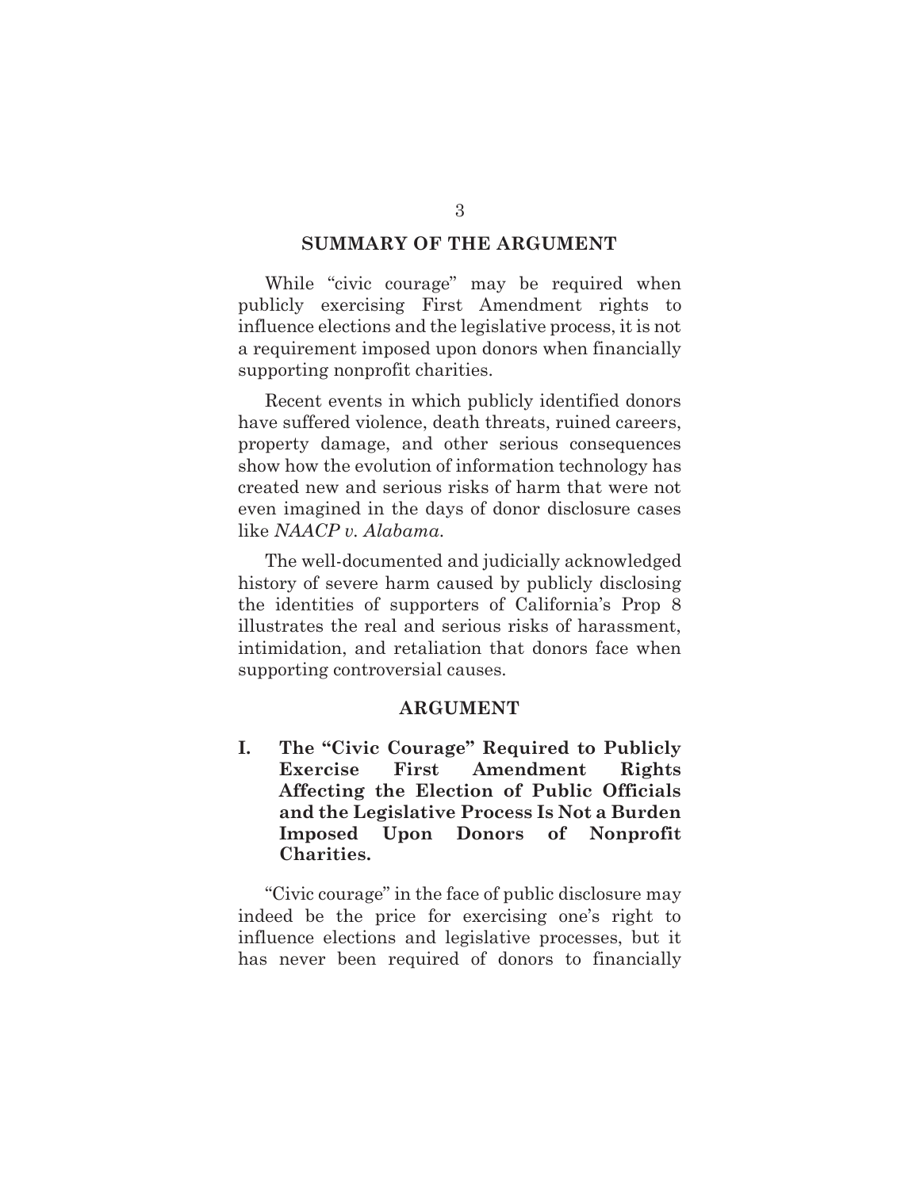## SUMMARY OF THE ARGUMENT

While "civic courage" may be required when publicly exercising First Amendment rights to influence elections and the legislative process, it is not a requirement imposed upon donors when financially supporting nonprofit charities.

Recent events in which publicly identified donors have suffered violence, death threats, ruined careers, property damage, and other serious consequences show how the evolution of information technology has created new and serious risks of harm that were not even imagined in the days of donor disclosure cases like *NAACP v. Alabama*.

The well-documented and judicially acknowledged history of severe harm caused by publicly disclosing the identities of supporters of California's Prop 8 illustrates the real and serious risks of harassment, intimidation, and retaliation that donors face when supporting controversial causes.

## ARGUMENT

### I. The "Civic Courage" Required to Publicly Exercise First Amendment Rights Affecting the Election of Public Officials and the Legislative Process Is Not a Burden Imposed Upon Donors of Nonprofit Charities.

"Civic courage" in the face of public disclosure may indeed be the price for exercising one's right to influence elections and legislative processes, but it has never been required of donors to financially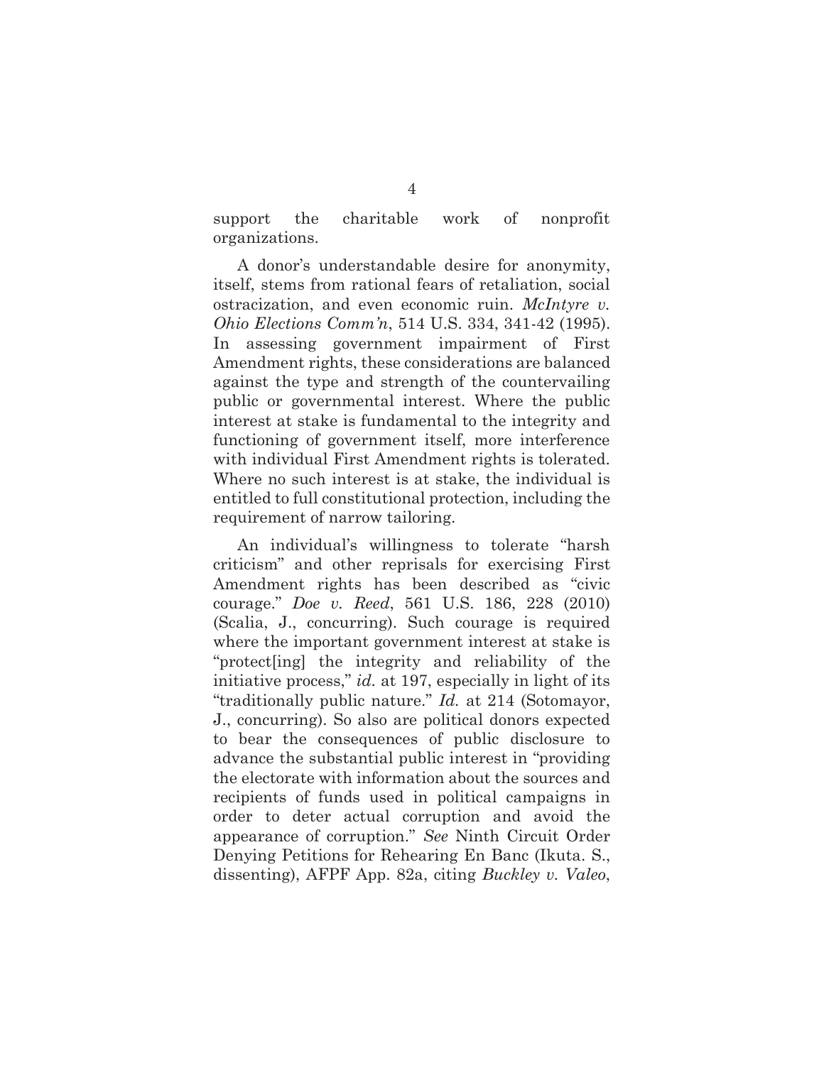support the charitable work of nonprofit organizations.

A donor's understandable desire for anonymity, itself, stems from rational fears of retaliation, social ostracization, and even economic ruin. *McIntyre v. Ohio Elections Comm'n*, 514 U.S. 334, 341-42 (1995). In assessing government impairment of First Amendment rights, these considerations are balanced against the type and strength of the countervailing public or governmental interest. Where the public interest at stake is fundamental to the integrity and functioning of government itself, more interference with individual First Amendment rights is tolerated. Where no such interest is at stake, the individual is entitled to full constitutional protection, including the requirement of narrow tailoring.

An individual's willingness to tolerate "harsh criticism" and other reprisals for exercising First Amendment rights has been described as "civic courage." *Doe v. Reed*, 561 U.S. 186, 228 (2010) (Scalia, J., concurring). Such courage is required where the important government interest at stake is "protect[ing] the integrity and reliability of the initiative process," *id.* at 197, especially in light of its "traditionally public nature." *Id.* at 214 (Sotomayor, J., concurring). So also are political donors expected to bear the consequences of public disclosure to advance the substantial public interest in "providing the electorate with information about the sources and recipients of funds used in political campaigns in order to deter actual corruption and avoid the appearance of corruption." *See* Ninth Circuit Order Denying Petitions for Rehearing En Banc (Ikuta. S., dissenting), AFPF App. 82a, citing *Buckley v. Valeo*,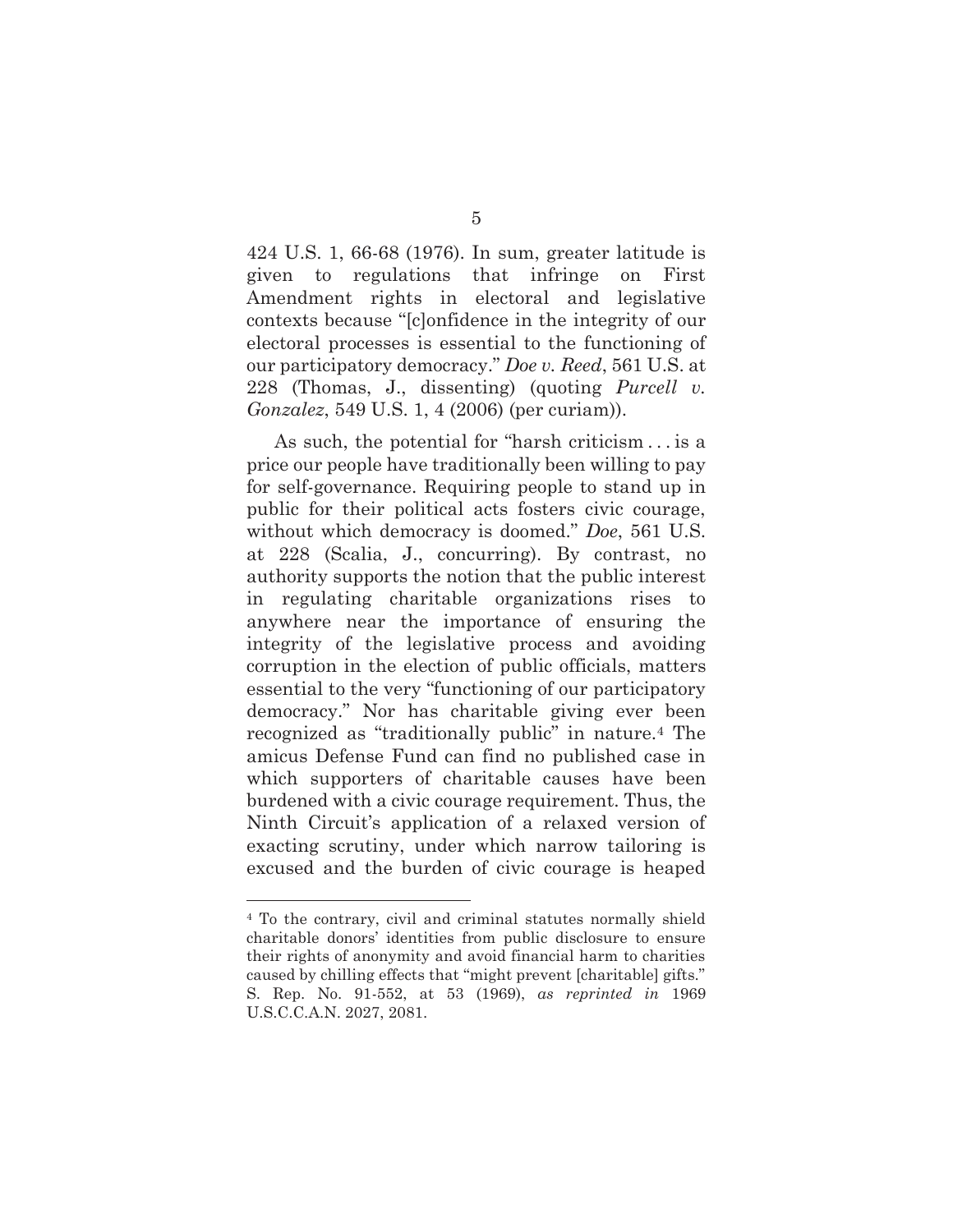424 U.S. 1, 66-68 (1976). In sum, greater latitude is given to regulations that infringe on First Amendment rights in electoral and legislative contexts because "[c]onfidence in the integrity of our electoral processes is essential to the functioning of our participatory democracy." *Doe v. Reed*, 561 U.S. at 228 (Thomas, J., dissenting) (quoting *Purcell v. Gonzalez*, 549 U.S. 1, 4 (2006) (per curiam)).

As such, the potential for "harsh criticism . . . is a price our people have traditionally been willing to pay for self-governance. Requiring people to stand up in public for their political acts fosters civic courage, without which democracy is doomed." *Doe*, 561 U.S. at 228 (Scalia, J., concurring). By contrast, no authority supports the notion that the public interest in regulating charitable organizations rises to anywhere near the importance of ensuring the integrity of the legislative process and avoiding corruption in the election of public officials, matters essential to the very "functioning of our participatory democracy." Nor has charitable giving ever been recognized as "traditionally public" in nature.[4] The amicus Defense Fund can find no published case in which supporters of charitable causes have been burdened with a civic courage requirement. Thus, the Ninth Circuit's application of a relaxed version of exacting scrutiny, under which narrow tailoring is excused and the burden of civic courage is heaped

---

[4] To the contrary, civil and criminal statutes normally shield charitable donors' identities from public disclosure to ensure their rights of anonymity and avoid financial harm to charities caused by chilling effects that "might prevent [charitable] gifts." S. Rep. No. 91-552, at 53 (1969), *as reprinted in* 1969 U.S.C.C.A.N. 2027, 2081.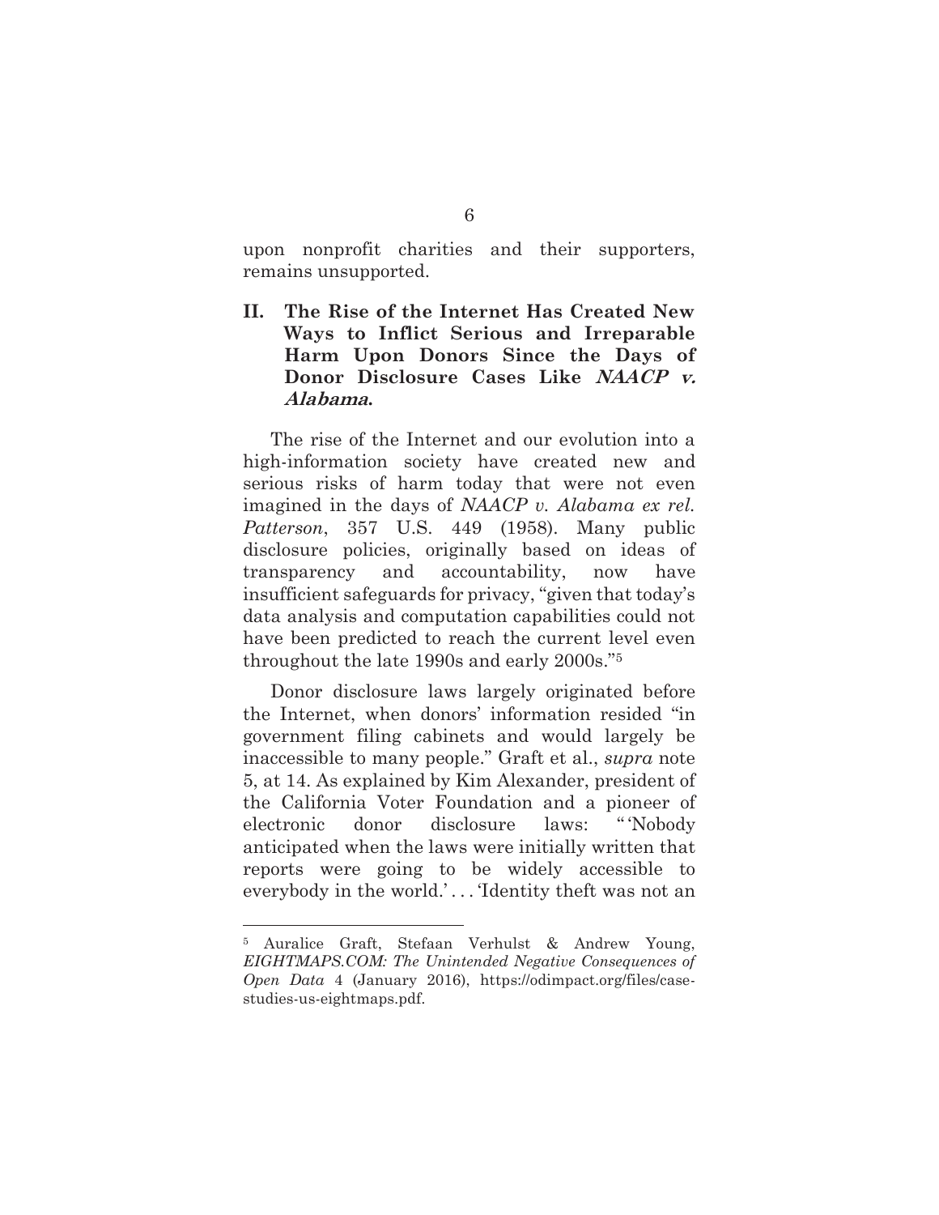upon nonprofit charities and their supporters, remains unsupported.

## II. The Rise of the Internet Has Created New Ways to Inflict Serious and Irreparable Harm Upon Donors Since the Days of Donor Disclosure Cases Like *NAACP v. Alabama*.

The rise of the Internet and our evolution into a high-information society have created new and serious risks of harm today that were not even imagined in the days of *NAACP v. Alabama ex rel. Patterson*, 357 U.S. 449 (1958). Many public disclosure policies, originally based on ideas of transparency and accountability, now have insufficient safeguards for privacy, "given that today's data analysis and computation capabilities could not have been predicted to reach the current level even throughout the late 1990s and early 2000s."[5]

Donor disclosure laws largely originated before the Internet, when donors' information resided "in government filing cabinets and would largely be inaccessible to many people." Graft et al., *supra* note 5, at 14. As explained by Kim Alexander, president of the California Voter Foundation and a pioneer of electronic donor disclosure laws: "'Nobody anticipated when the laws were initially written that reports were going to be widely accessible to everybody in the world.' . . . 'Identity theft was not an

---

[5] Auralice Graft, Stefaan Verhulst & Andrew Young, *EIGHTMAPS.COM: The Unintended Negative Consequences of Open Data* 4 (January 2016), https://odimpact.org/files/case-studies-us-eightmaps.pdf.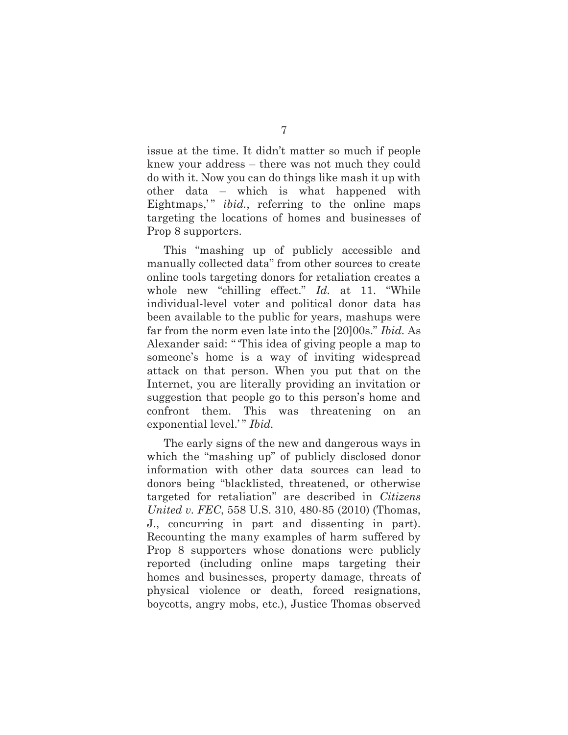issue at the time. It didn't matter so much if people knew your address – there was not much they could do with it. Now you can do things like mash it up with other data – which is what happened with Eightmaps,'" *ibid.*, referring to the online maps targeting the locations of homes and businesses of Prop 8 supporters.

This "mashing up of publicly accessible and manually collected data" from other sources to create online tools targeting donors for retaliation creates a whole new "chilling effect." *Id.* at 11. "While individual-level voter and political donor data has been available to the public for years, mashups were far from the norm even late into the [20]00s." *Ibid.* As Alexander said: "'This idea of giving people a map to someone's home is a way of inviting widespread attack on that person. When you put that on the Internet, you are literally providing an invitation or suggestion that people go to this person's home and confront them. This was threatening on an exponential level.'" *Ibid.*

The early signs of the new and dangerous ways in which the "mashing up" of publicly disclosed donor information with other data sources can lead to donors being "blacklisted, threatened, or otherwise targeted for retaliation" are described in *Citizens United v. FEC*, 558 U.S. 310, 480-85 (2010) (Thomas, J., concurring in part and dissenting in part). Recounting the many examples of harm suffered by Prop 8 supporters whose donations were publicly reported (including online maps targeting their homes and businesses, property damage, threats of physical violence or death, forced resignations, boycotts, angry mobs, etc.), Justice Thomas observed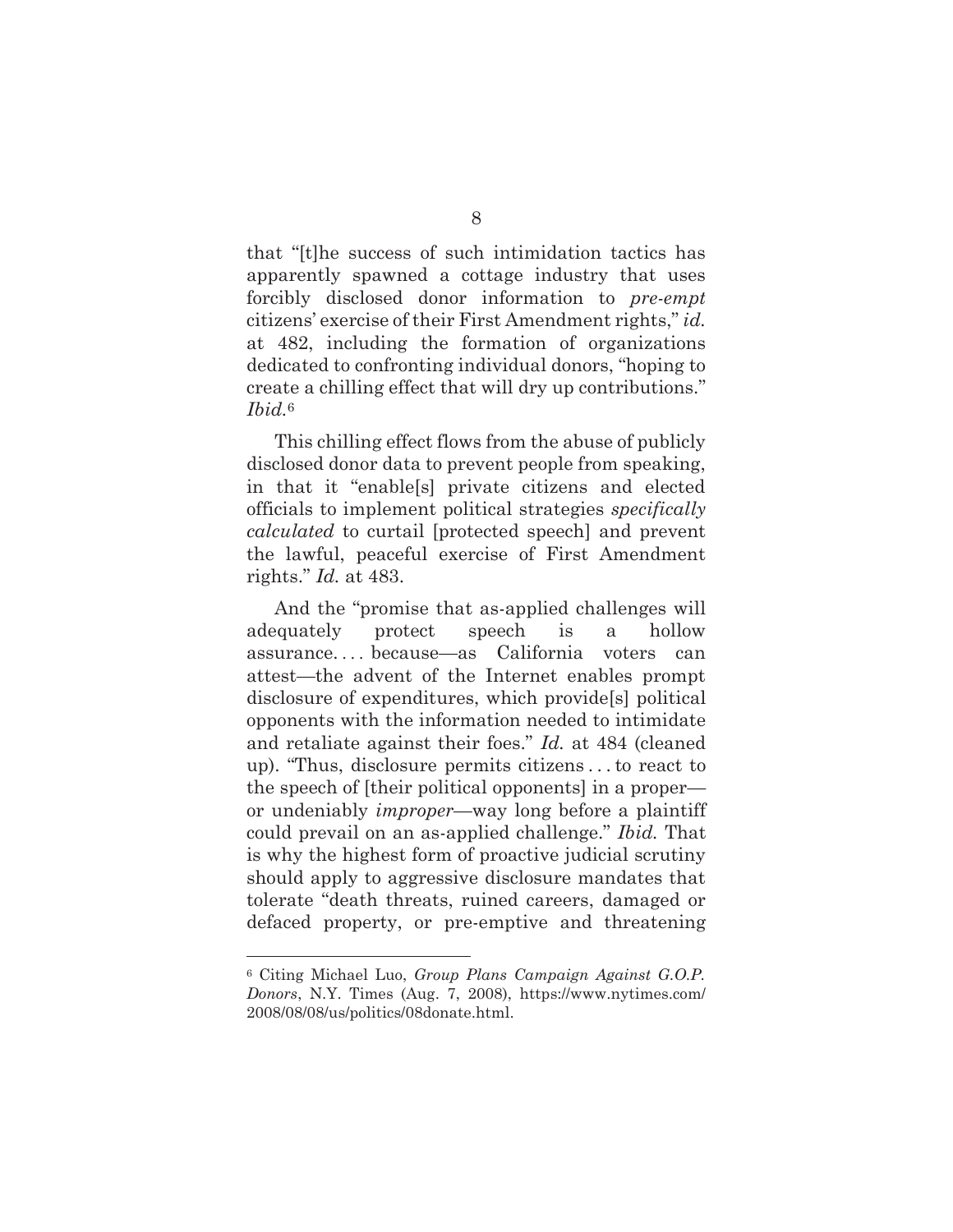that "[t]he success of such intimidation tactics has apparently spawned a cottage industry that uses forcibly disclosed donor information to *pre-empt* citizens' exercise of their First Amendment rights," *id.* at 482, including the formation of organizations dedicated to confronting individual donors, "hoping to create a chilling effect that will dry up contributions." *Ibid.*[6]

This chilling effect flows from the abuse of publicly disclosed donor data to prevent people from speaking, in that it "enable[s] private citizens and elected officials to implement political strategies *specifically calculated* to curtail [protected speech] and prevent the lawful, peaceful exercise of First Amendment rights." *Id.* at 483.

And the "promise that as-applied challenges will adequately protect speech is a hollow assurance. . . . because—as California voters can attest—the advent of the Internet enables prompt disclosure of expenditures, which provide[s] political opponents with the information needed to intimidate and retaliate against their foes." *Id.* at 484 (cleaned up). "Thus, disclosure permits citizens . . . to react to the speech of [their political opponents] in a proper—or undeniably *improper*—way long before a plaintiff could prevail on an as-applied challenge." *Ibid.* That is why the highest form of proactive judicial scrutiny should apply to aggressive disclosure mandates that tolerate "death threats, ruined careers, damaged or defaced property, or pre-emptive and threatening

---

[6] Citing Michael Luo, *Group Plans Campaign Against G.O.P. Donors*, N.Y. Times (Aug. 7, 2008), https://www.nytimes.com/2008/08/08/us/politics/08donate.html.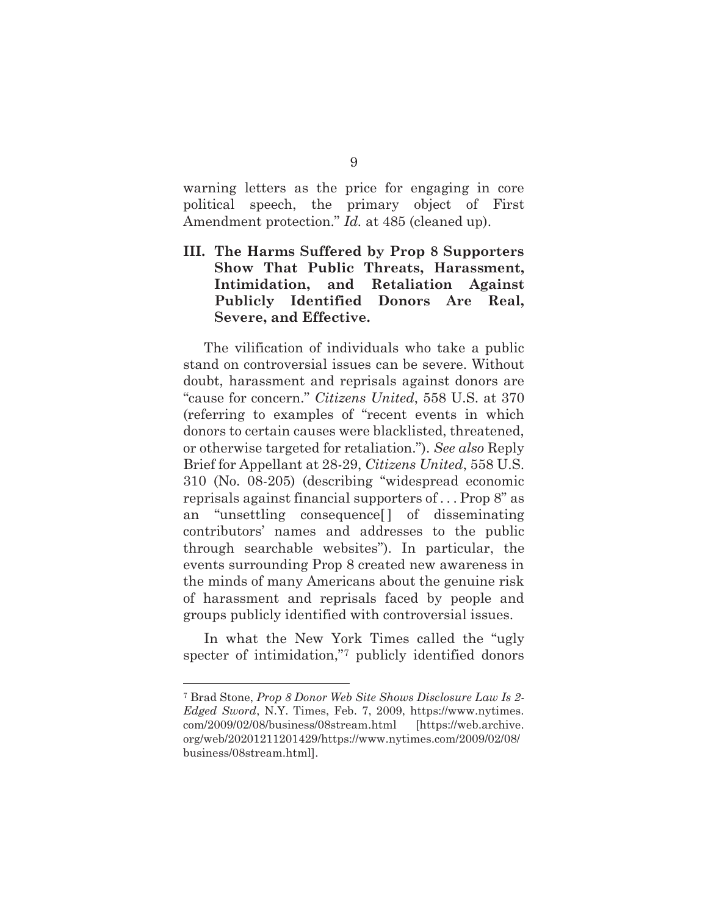warning letters as the price for engaging in core political speech, the primary object of First Amendment protection." *Id.* at 485 (cleaned up).

## III. The Harms Suffered by Prop 8 Supporters Show That Public Threats, Harassment, Intimidation, and Retaliation Against Publicly Identified Donors Are Real, Severe, and Effective.

The vilification of individuals who take a public stand on controversial issues can be severe. Without doubt, harassment and reprisals against donors are "cause for concern." *Citizens United*, 558 U.S. at 370 (referring to examples of "recent events in which donors to certain causes were blacklisted, threatened, or otherwise targeted for retaliation."). *See also* Reply Brief for Appellant at 28-29, *Citizens United*, 558 U.S. 310 (No. 08-205) (describing "widespread economic reprisals against financial supporters of . . . Prop 8" as an "unsettling consequence[] of disseminating contributors' names and addresses to the public through searchable websites"). In particular, the events surrounding Prop 8 created new awareness in the minds of many Americans about the genuine risk of harassment and reprisals faced by people and groups publicly identified with controversial issues.

In what the New York Times called the "ugly specter of intimidation,"[7] publicly identified donors

---

[7] Brad Stone, *Prop 8 Donor Web Site Shows Disclosure Law Is 2-Edged Sword*, N.Y. Times, Feb. 7, 2009, https://www.nytimes.com/2009/02/08/business/08stream.html [https://web.archive.org/web/20201211201429/https://www.nytimes.com/2009/02/08/business/08stream.html].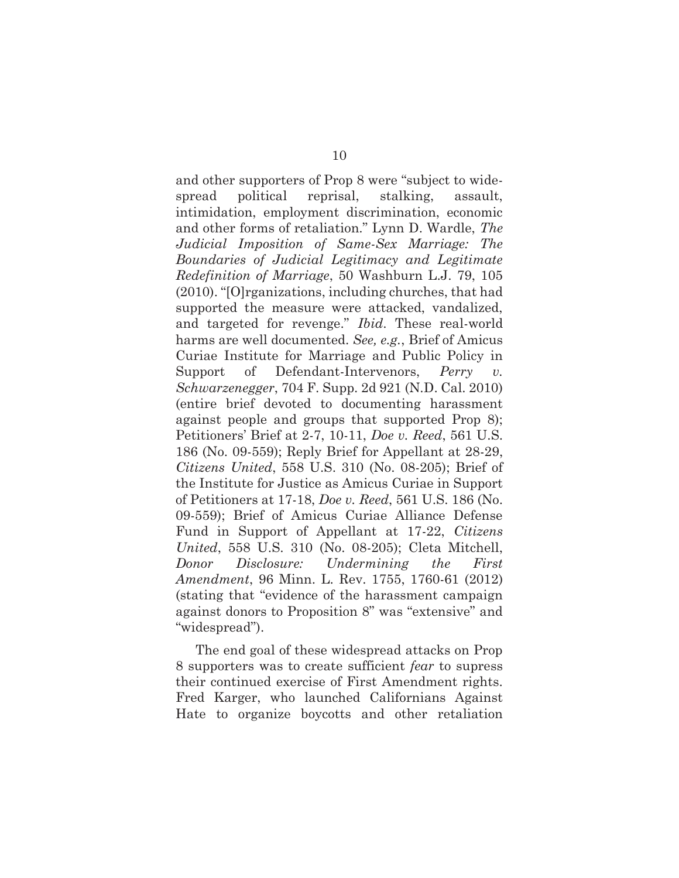and other supporters of Prop 8 were "subject to wide-spread political reprisal, stalking, assault, intimidation, employment discrimination, economic and other forms of retaliation." Lynn D. Wardle, *The Judicial Imposition of Same-Sex Marriage: The Boundaries of Judicial Legitimacy and Legitimate Redefinition of Marriage*, 50 Washburn L.J. 79, 105 (2010). "[O]rganizations, including churches, that had supported the measure were attacked, vandalized, and targeted for revenge." *Ibid*. These real-world harms are well documented. *See, e.g.*, Brief of Amicus Curiae Institute for Marriage and Public Policy in Support of Defendant-Intervenors, *Perry v. Schwarzenegger*, 704 F. Supp. 2d 921 (N.D. Cal. 2010) (entire brief devoted to documenting harassment against people and groups that supported Prop 8); Petitioners' Brief at 2-7, 10-11, *Doe v. Reed*, 561 U.S. 186 (No. 09-559); Reply Brief for Appellant at 28-29, *Citizens United*, 558 U.S. 310 (No. 08-205); Brief of the Institute for Justice as Amicus Curiae in Support of Petitioners at 17-18, *Doe v. Reed*, 561 U.S. 186 (No. 09-559); Brief of Amicus Curiae Alliance Defense Fund in Support of Appellant at 17-22, *Citizens United*, 558 U.S. 310 (No. 08-205); Cleta Mitchell, *Donor Disclosure: Undermining the First Amendment*, 96 Minn. L. Rev. 1755, 1760-61 (2012) (stating that "evidence of the harassment campaign against donors to Proposition 8" was "extensive" and "widespread").

The end goal of these widespread attacks on Prop 8 supporters was to create sufficient *fear* to supress their continued exercise of First Amendment rights. Fred Karger, who launched Californians Against Hate to organize boycotts and other retaliation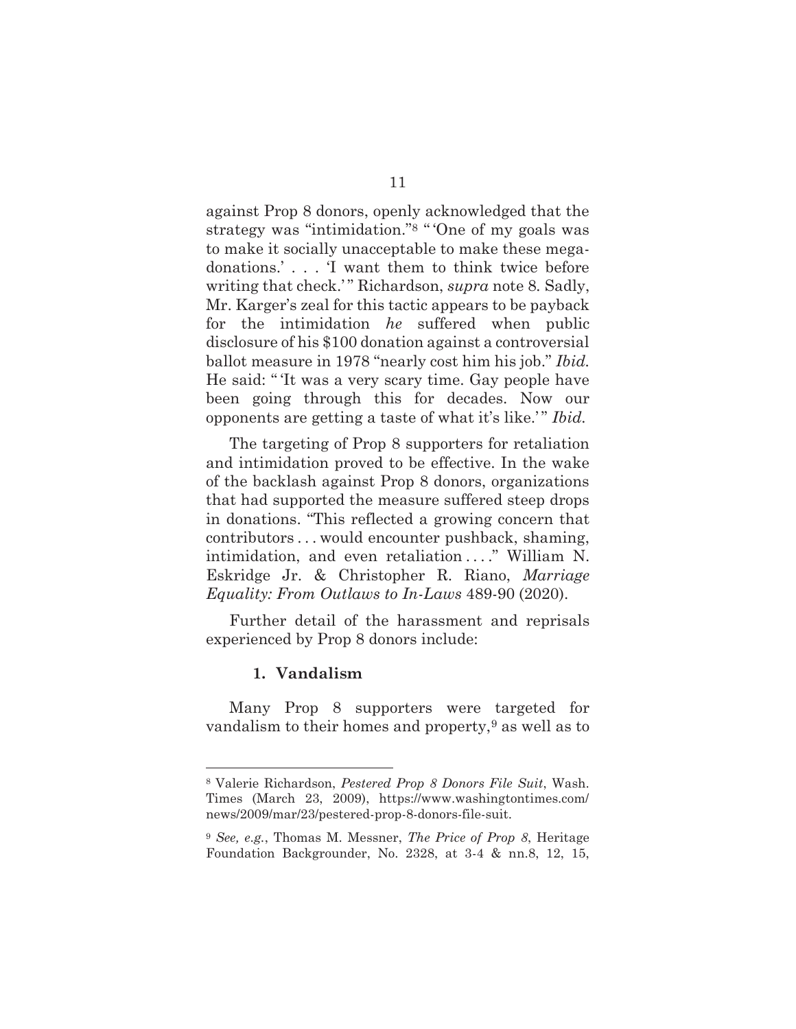against Prop 8 donors, openly acknowledged that the strategy was "intimidation."[8] "'One of my goals was to make it socially unacceptable to make these mega-donations.' . . . 'I want them to think twice before writing that check.'" Richardson, *supra* note 8. Sadly, Mr. Karger's zeal for this tactic appears to be payback for the intimidation *he* suffered when public disclosure of his $100 donation against a controversial ballot measure in 1978 "nearly cost him his job." *Ibid.* He said: "'It was a very scary time. Gay people have been going through this for decades. Now our opponents are getting a taste of what it's like.'" *Ibid.*

The targeting of Prop 8 supporters for retaliation and intimidation proved to be effective. In the wake of the backlash against Prop 8 donors, organizations that had supported the measure suffered steep drops in donations. "This reflected a growing concern that contributors . . . would encounter pushback, shaming, intimidation, and even retaliation . . . ." William N. Eskridge Jr. & Christopher R. Riano, *Marriage Equality: From Outlaws to In-Laws* 489-90 (2020).

Further detail of the harassment and reprisals experienced by Prop 8 donors include:

#### 1. Vandalism

Many Prop 8 supporters were targeted for vandalism to their homes and property,[9] as well as to

---

[8] Valerie Richardson, *Pestered Prop 8 Donors File Suit*, Wash. Times (March 23, 2009), https://www.washingtontimes.com/news/2009/mar/23/pestered-prop-8-donors-file-suit.

[9] *See, e.g.*, Thomas M. Messner, *The Price of Prop 8*, Heritage Foundation Backgrounder, No. 2328, at 3-4 & nn.8, 12, 15,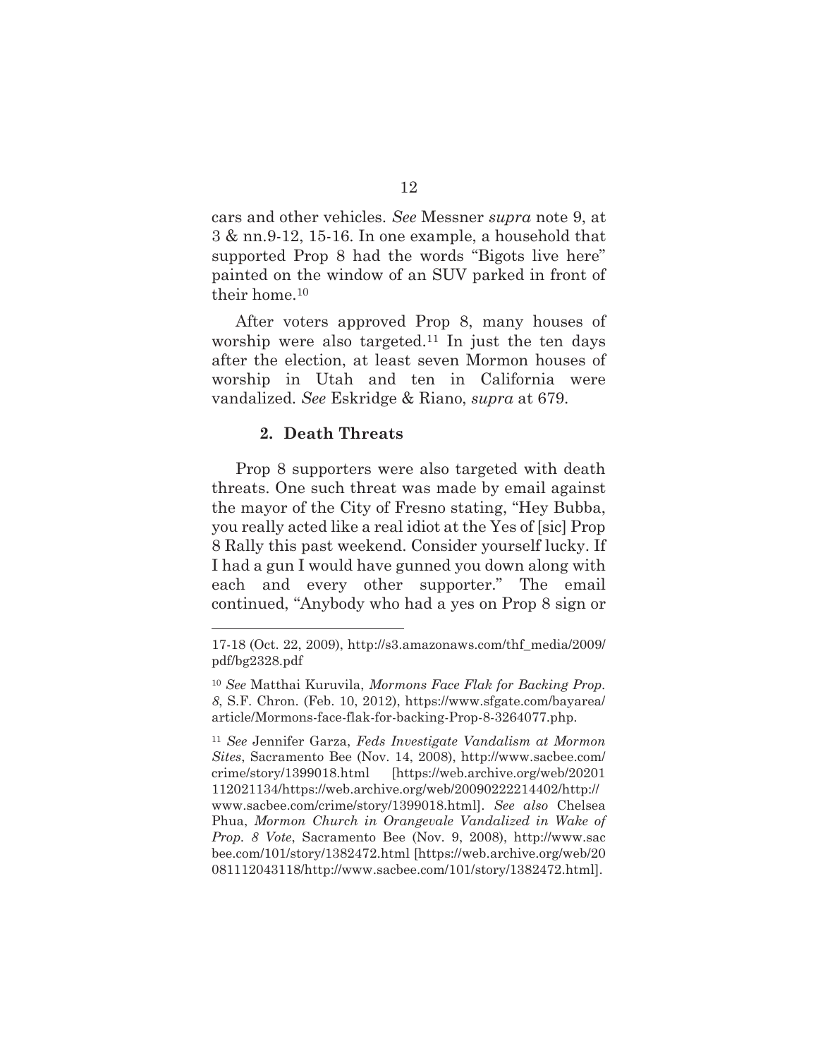cars and other vehicles. *See* Messner *supra* note 9, at 3 & nn.9-12, 15-16. In one example, a household that supported Prop 8 had the words "Bigots live here" painted on the window of an SUV parked in front of their home.[10]

After voters approved Prop 8, many houses of worship were also targeted.[11] In just the ten days after the election, at least seven Mormon houses of worship in Utah and ten in California were vandalized. *See* Eskridge & Riano, *supra* at 679.

### 2. Death Threats

Prop 8 supporters were also targeted with death threats. One such threat was made by email against the mayor of the City of Fresno stating, "Hey Bubba, you really acted like a real idiot at the Yes of [sic] Prop 8 Rally this past weekend. Consider yourself lucky. If I had a gun I would have gunned you down along with each and every other supporter." The email continued, "Anybody who had a yes on Prop 8 sign or

---

17-18 (Oct. 22, 2009), http://s3.amazonaws.com/thf_media/2009/pdf/bg2328.pdf

[10] *See* Matthai Kuruvila, *Mormons Face Flak for Backing Prop. 8*, S.F. Chron. (Feb. 10, 2012), https://www.sfgate.com/bayarea/article/Mormons-face-flak-for-backing-Prop-8-3264077.php.

[11] *See* Jennifer Garza, *Feds Investigate Vandalism at Mormon Sites*, Sacramento Bee (Nov. 14, 2008), http://www.sacbee.com/crime/story/1399018.html [https://web.archive.org/web/20201112021134/https://web.archive.org/web/20090222214402/http://www.sacbee.com/crime/story/1399018.html]. *See also* Chelsea Phua, *Mormon Church in Orangevale Vandalized in Wake of Prop. 8 Vote*, Sacramento Bee (Nov. 9, 2008), http://www.sacbee.com/101/story/1382472.html [https://web.archive.org/web/20081112043118/http://www.sacbee.com/101/story/1382472.html].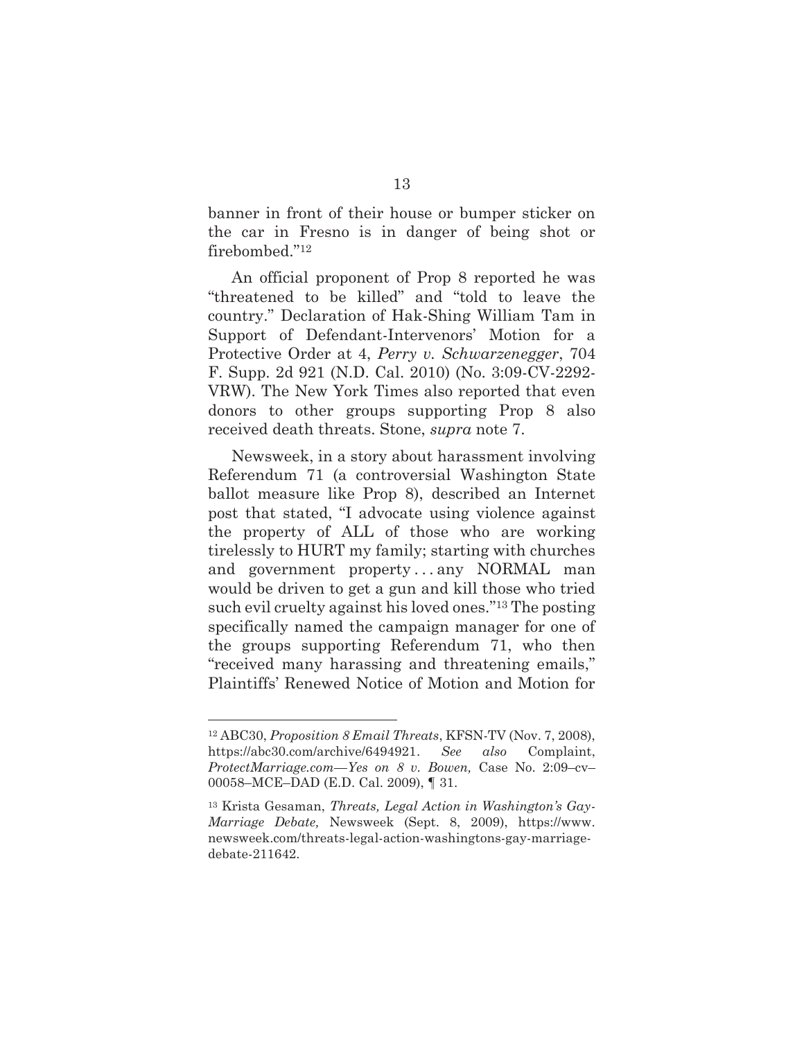banner in front of their house or bumper sticker on the car in Fresno is in danger of being shot or firebombed."[12]

An official proponent of Prop 8 reported he was "threatened to be killed" and "told to leave the country." Declaration of Hak-Shing William Tam in Support of Defendant-Intervenors' Motion for a Protective Order at 4, *Perry v. Schwarzenegger*, 704 F. Supp. 2d 921 (N.D. Cal. 2010) (No. 3:09-CV-2292-VRW). The New York Times also reported that even donors to other groups supporting Prop 8 also received death threats. Stone, *supra* note 7.

Newsweek, in a story about harassment involving Referendum 71 (a controversial Washington State ballot measure like Prop 8), described an Internet post that stated, "I advocate using violence against the property of ALL of those who are working tirelessly to HURT my family; starting with churches and government property . . . any NORMAL man would be driven to get a gun and kill those who tried such evil cruelty against his loved ones."[13] The posting specifically named the campaign manager for one of the groups supporting Referendum 71, who then "received many harassing and threatening emails," Plaintiffs' Renewed Notice of Motion and Motion for

---

[12] ABC30, *Proposition 8 Email Threats*, KFSN-TV (Nov. 7, 2008), https://abc30.com/archive/6494921. *See also* Complaint, *ProtectMarriage.com—Yes on 8 v. Bowen,* Case No. 2:09–cv–00058–MCE–DAD (E.D. Cal. 2009), ¶ 31.

[13] Krista Gesaman, *Threats, Legal Action in Washington's Gay-Marriage Debate,* Newsweek (Sept. 8, 2009), https://www.newsweek.com/threats-legal-action-washingtons-gay-marriage-debate-211642.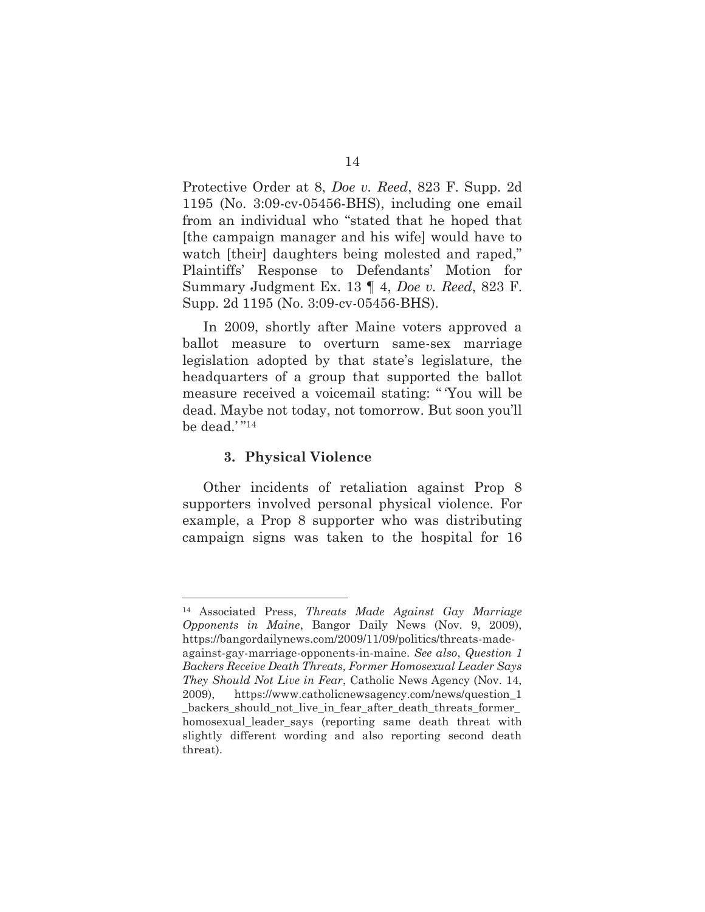Protective Order at 8, *Doe v. Reed*, 823 F. Supp. 2d 1195 (No. 3:09-cv-05456-BHS), including one email from an individual who "stated that he hoped that [the campaign manager and his wife] would have to watch [their] daughters being molested and raped," Plaintiffs' Response to Defendants' Motion for Summary Judgment Ex. 13 ¶ 4, *Doe v. Reed*, 823 F. Supp. 2d 1195 (No. 3:09-cv-05456-BHS).

In 2009, shortly after Maine voters approved a ballot measure to overturn same-sex marriage legislation adopted by that state's legislature, the headquarters of a group that supported the ballot measure received a voicemail stating: "'You will be dead. Maybe not today, not tomorrow. But soon you'll be dead.'"[14]

### 3. Physical Violence

Other incidents of retaliation against Prop 8 supporters involved personal physical violence. For example, a Prop 8 supporter who was distributing campaign signs was taken to the hospital for 16

---

[14] Associated Press, *Threats Made Against Gay Marriage Opponents in Maine*, Bangor Daily News (Nov. 9, 2009), https://bangordailynews.com/2009/11/09/politics/threats-made-against-gay-marriage-opponents-in-maine. *See also*, *Question 1 Backers Receive Death Threats, Former Homosexual Leader Says They Should Not Live in Fear*, Catholic News Agency (Nov. 14, 2009), https://www.catholicnewsagency.com/news/question_1_backers_should_not_live_in_fear_after_death_threats_former_homosexual_leader_says (reporting same death threat with slightly different wording and also reporting second death threat).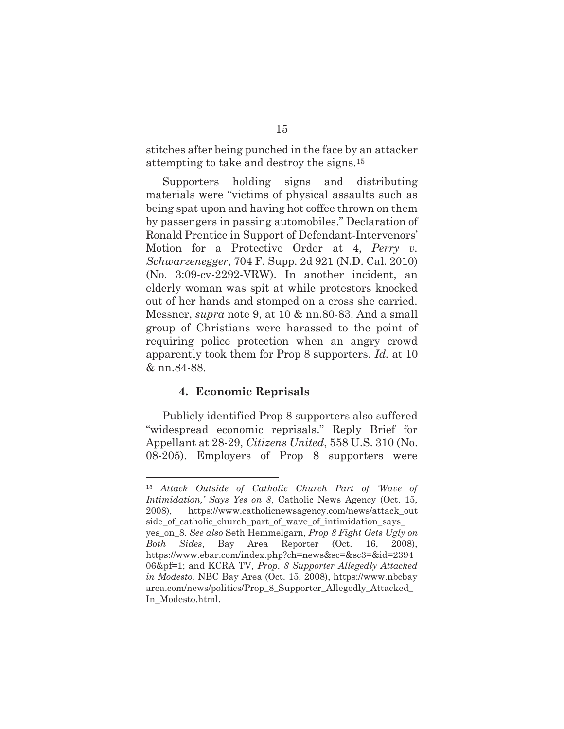stitches after being punched in the face by an attacker attempting to take and destroy the signs.[15]

Supporters holding signs and distributing materials were "victims of physical assaults such as being spat upon and having hot coffee thrown on them by passengers in passing automobiles." Declaration of Ronald Prentice in Support of Defendant-Intervenors' Motion for a Protective Order at 4, *Perry v. Schwarzenegger*, 704 F. Supp. 2d 921 (N.D. Cal. 2010) (No. 3:09-cv-2292-VRW). In another incident, an elderly woman was spit at while protestors knocked out of her hands and stomped on a cross she carried. Messner, *supra* note 9, at 10 & nn.80-83. And a small group of Christians were harassed to the point of requiring police protection when an angry crowd apparently took them for Prop 8 supporters. *Id.* at 10 & nn.84-88.

#### 4. Economic Reprisals

Publicly identified Prop 8 supporters also suffered "widespread economic reprisals." Reply Brief for Appellant at 28-29, *Citizens United*, 558 U.S. 310 (No. 08-205). Employers of Prop 8 supporters were

---

[15] *Attack Outside of Catholic Church Part of 'Wave of Intimidation,' Says Yes on 8*, Catholic News Agency (Oct. 15, 2008), https://www.catholicnewsagency.com/news/attack_outside_of_catholic_church_part_of_wave_of_intimidation_says_yes_on_8. *See also* Seth Hemmelgarn, *Prop 8 Fight Gets Ugly on Both Sides*, Bay Area Reporter (Oct. 16, 2008), https://www.ebar.com/index.php?ch=news&sc=&sc3=&id=239406&pf=1; and KCRA TV, *Prop. 8 Supporter Allegedly Attacked in Modesto*, NBC Bay Area (Oct. 15, 2008), https://www.nbcbayarea.com/news/politics/Prop_8_Supporter_Allegedly_Attacked_In_Modesto.html.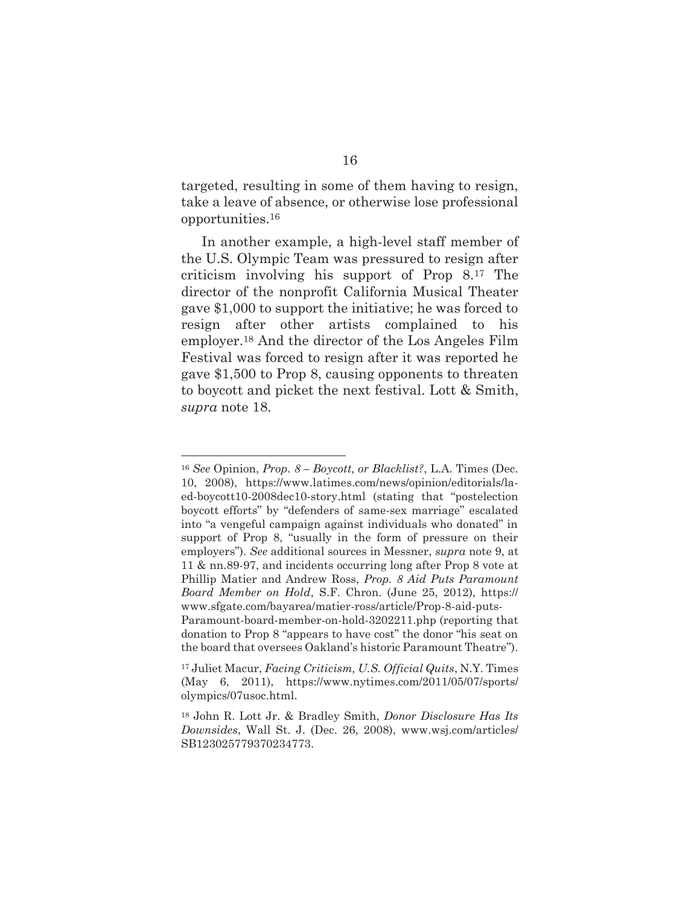targeted, resulting in some of them having to resign, take a leave of absence, or otherwise lose professional opportunities.[16]

In another example, a high-level staff member of the U.S. Olympic Team was pressured to resign after criticism involving his support of Prop 8.[17] The director of the nonprofit California Musical Theater gave $1,000 to support the initiative; he was forced to resign after other artists complained to his employer.[18] And the director of the Los Angeles Film Festival was forced to resign after it was reported he gave $1,500 to Prop 8, causing opponents to threaten to boycott and picket the next festival. Lott & Smith, *supra* note 18.

---

[16] *See* Opinion, *Prop. 8 – Boycott, or Blacklist?*, L.A. Times (Dec. 10, 2008), https://www.latimes.com/news/opinion/editorials/la-ed-boycott10-2008dec10-story.html (stating that "postelection boycott efforts" by "defenders of same-sex marriage" escalated into "a vengeful campaign against individuals who donated" in support of Prop 8, "usually in the form of pressure on their employers"). *See* additional sources in Messner, *supra* note 9, at 11 & nn.89-97, and incidents occurring long after Prop 8 vote at Phillip Matier and Andrew Ross, *Prop. 8 Aid Puts Paramount Board Member on Hold*, S.F. Chron. (June 25, 2012), https://www.sfgate.com/bayarea/matier-ross/article/Prop-8-aid-puts-Paramount-board-member-on-hold-3202211.php (reporting that donation to Prop 8 "appears to have cost" the donor "his seat on the board that oversees Oakland's historic Paramount Theatre").

[17] Juliet Macur, *Facing Criticism, U.S. Official Quits*, N.Y. Times (May 6, 2011), https://www.nytimes.com/2011/05/07/sports/olympics/07usoc.html.

[18] John R. Lott Jr. & Bradley Smith, *Donor Disclosure Has Its Downsides*, Wall St. J. (Dec. 26, 2008), www.wsj.com/articles/SB123025779370234773.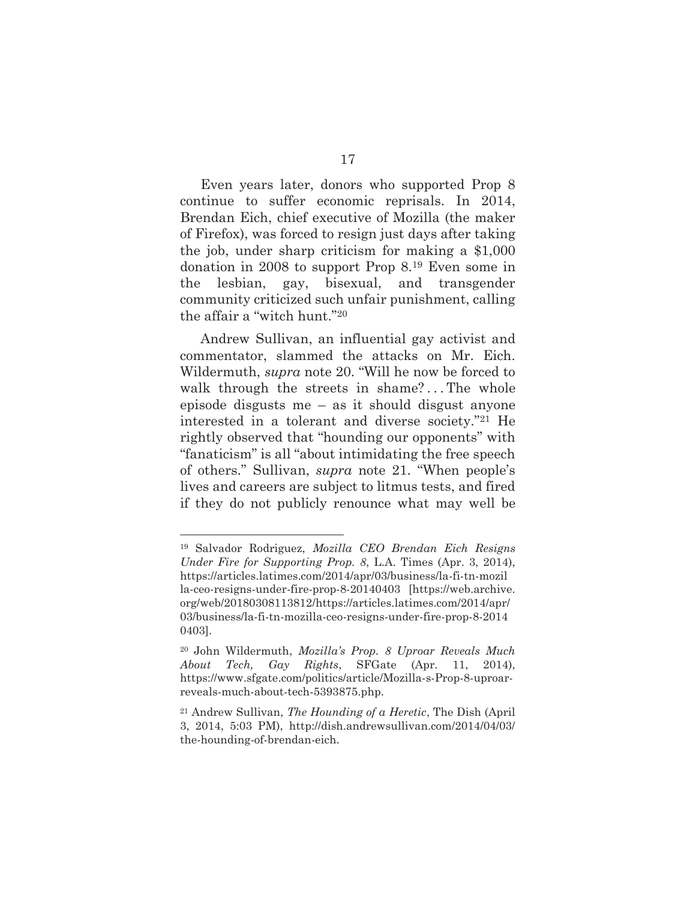Even years later, donors who supported Prop 8 continue to suffer economic reprisals. In 2014, Brendan Eich, chief executive of Mozilla (the maker of Firefox), was forced to resign just days after taking the job, under sharp criticism for making a $1,000 donation in 2008 to support Prop 8.[19] Even some in the lesbian, gay, bisexual, and transgender community criticized such unfair punishment, calling the affair a "witch hunt."[20]

Andrew Sullivan, an influential gay activist and commentator, slammed the attacks on Mr. Eich. Wildermuth, *supra* note 20. "Will he now be forced to walk through the streets in shame? . . . The whole episode disgusts me – as it should disgust anyone interested in a tolerant and diverse society."[21] He rightly observed that "hounding our opponents" with "fanaticism" is all "about intimidating the free speech of others." Sullivan, *supra* note 21. "When people's lives and careers are subject to litmus tests, and fired if they do not publicly renounce what may well be

---

[19] Salvador Rodriguez, *Mozilla CEO Brendan Eich Resigns Under Fire for Supporting Prop. 8*, L.A. Times (Apr. 3, 2014), https://articles.latimes.com/2014/apr/03/business/la-fi-tn-mozilla-ceo-resigns-under-fire-prop-8-20140403 [https://web.archive.org/web/20180308113812/https://articles.latimes.com/2014/apr/03/business/la-fi-tn-mozilla-ceo-resigns-under-fire-prop-8-20140403].

[20] John Wildermuth, *Mozilla's Prop. 8 Uproar Reveals Much About Tech, Gay Rights*, SFGate (Apr. 11, 2014), https://www.sfgate.com/politics/article/Mozilla-s-Prop-8-uproar-reveals-much-about-tech-5393875.php.

[21] Andrew Sullivan, *The Hounding of a Heretic*, The Dish (April 3, 2014, 5:03 PM), http://dish.andrewsullivan.com/2014/04/03/the-hounding-of-brendan-eich.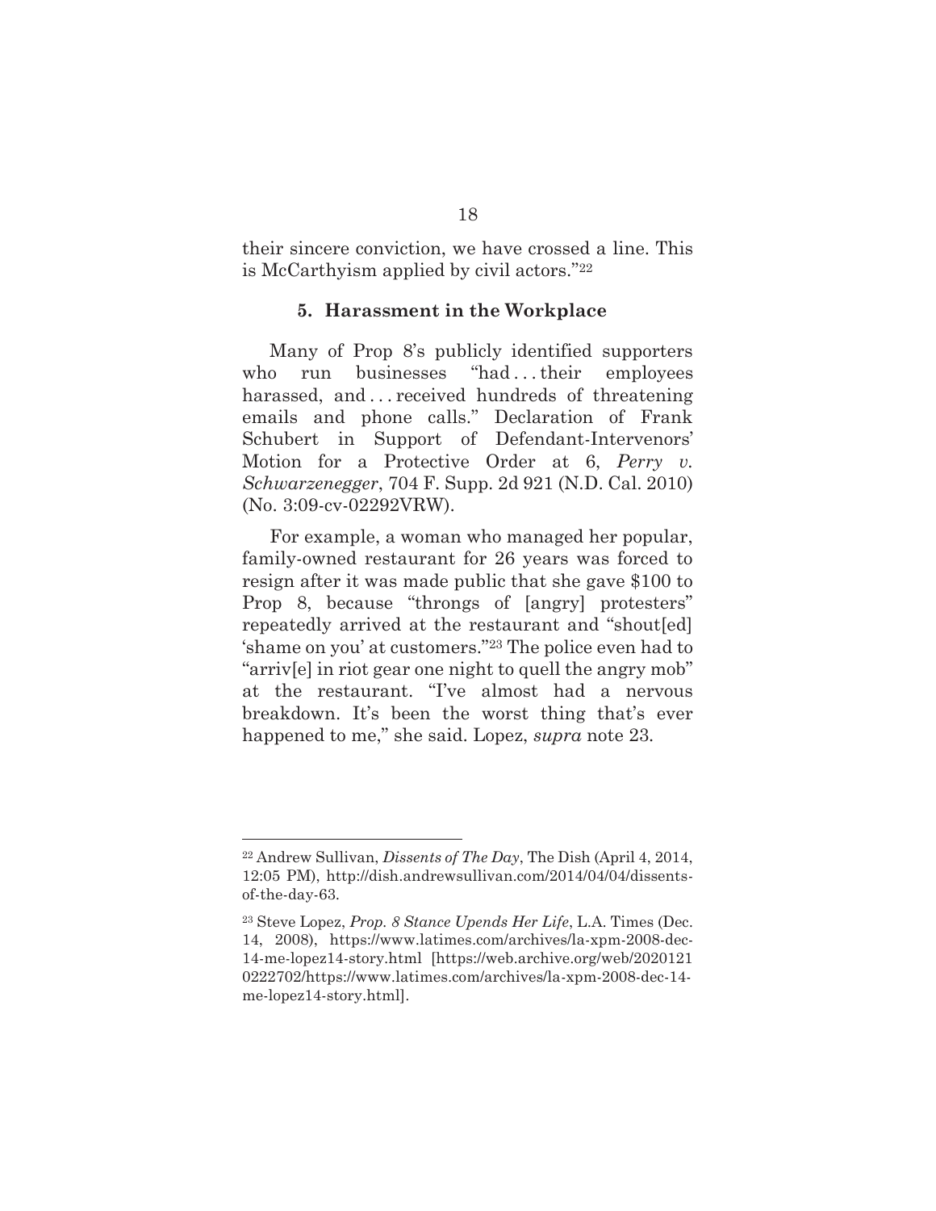their sincere conviction, we have crossed a line. This is McCarthyism applied by civil actors."[22]

### 5. Harassment in the Workplace

Many of Prop 8's publicly identified supporters who run businesses "had . . . their employees harassed, and . . . received hundreds of threatening emails and phone calls." Declaration of Frank Schubert in Support of Defendant-Intervenors' Motion for a Protective Order at 6, *Perry v. Schwarzenegger*, 704 F. Supp. 2d 921 (N.D. Cal. 2010) (No. 3:09-cv-02292VRW).

For example, a woman who managed her popular, family-owned restaurant for 26 years was forced to resign after it was made public that she gave $100 to Prop 8, because "throngs of [angry] protesters" repeatedly arrived at the restaurant and "shout[ed] 'shame on you' at customers."[23] The police even had to "arriv[e] in riot gear one night to quell the angry mob" at the restaurant. "I've almost had a nervous breakdown. It's been the worst thing that's ever happened to me," she said. Lopez, *supra* note 23.

---

[22] Andrew Sullivan, *Dissents of The Day*, The Dish (April 4, 2014, 12:05 PM), http://dish.andrewsullivan.com/2014/04/04/dissents-of-the-day-63.

[23] Steve Lopez, *Prop. 8 Stance Upends Her Life*, L.A. Times (Dec. 14, 2008), https://www.latimes.com/archives/la-xpm-2008-dec-14-me-lopez14-story.html [https://web.archive.org/web/20201210222702/https://www.latimes.com/archives/la-xpm-2008-dec-14-me-lopez14-story.html].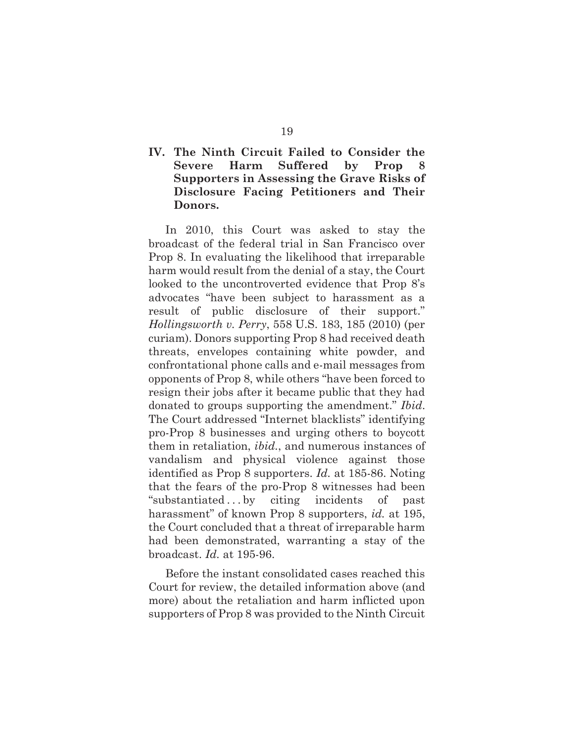## IV. The Ninth Circuit Failed to Consider the Severe Harm Suffered by Prop 8 Supporters in Assessing the Grave Risks of Disclosure Facing Petitioners and Their Donors.

In 2010, this Court was asked to stay the broadcast of the federal trial in San Francisco over Prop 8. In evaluating the likelihood that irreparable harm would result from the denial of a stay, the Court looked to the uncontroverted evidence that Prop 8's advocates "have been subject to harassment as a result of public disclosure of their support." *Hollingsworth v. Perry*, 558 U.S. 183, 185 (2010) (per curiam). Donors supporting Prop 8 had received death threats, envelopes containing white powder, and confrontational phone calls and e-mail messages from opponents of Prop 8, while others "have been forced to resign their jobs after it became public that they had donated to groups supporting the amendment." *Ibid*. The Court addressed "Internet blacklists" identifying pro-Prop 8 businesses and urging others to boycott them in retaliation, *ibid.*, and numerous instances of vandalism and physical violence against those identified as Prop 8 supporters. *Id.* at 185-86. Noting that the fears of the pro-Prop 8 witnesses had been "substantiated . . . by citing incidents of past harassment" of known Prop 8 supporters, *id.* at 195, the Court concluded that a threat of irreparable harm had been demonstrated, warranting a stay of the broadcast. *Id.* at 195-96.

Before the instant consolidated cases reached this Court for review, the detailed information above (and more) about the retaliation and harm inflicted upon supporters of Prop 8 was provided to the Ninth Circuit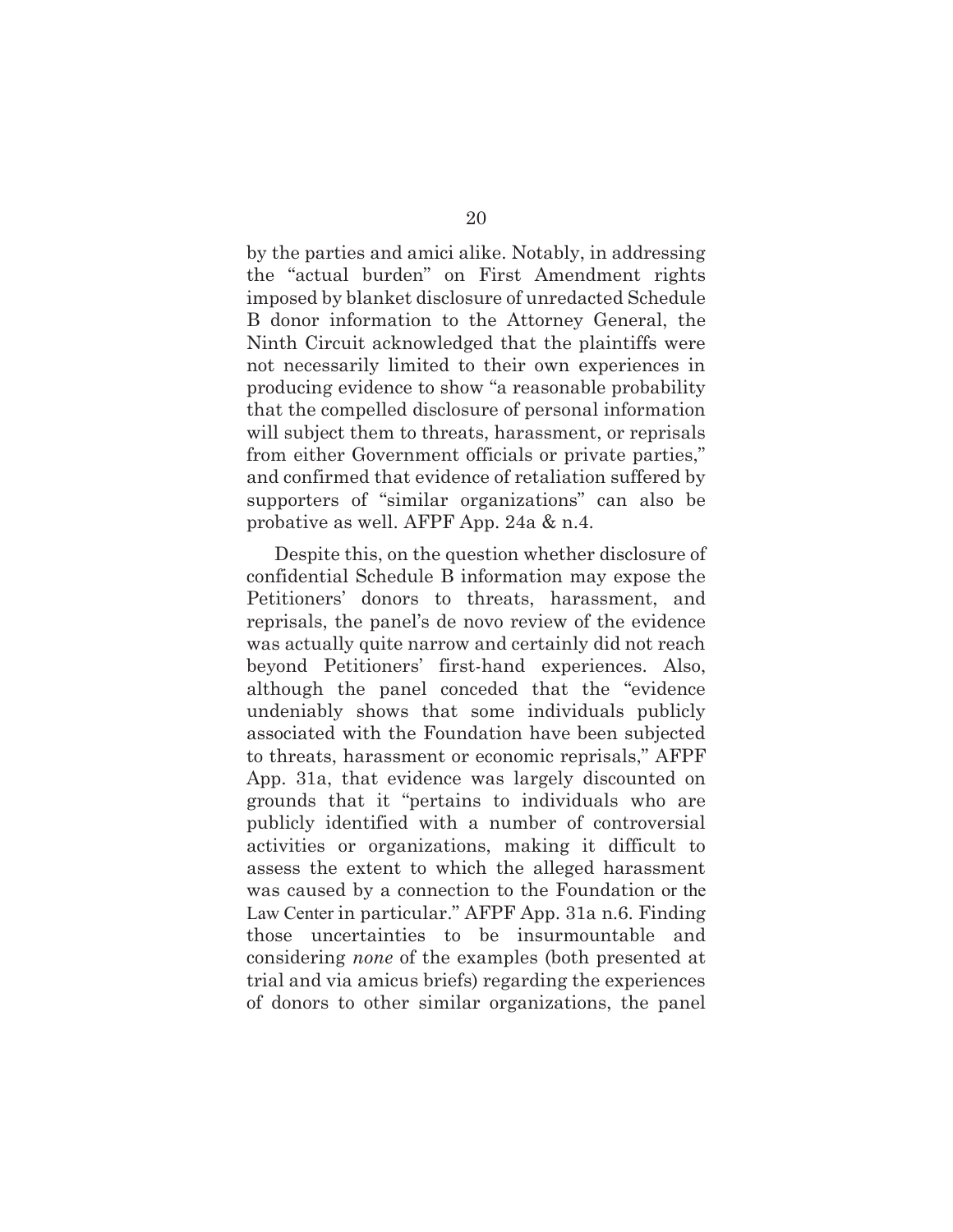by the parties and amici alike. Notably, in addressing the "actual burden" on First Amendment rights imposed by blanket disclosure of unredacted Schedule B donor information to the Attorney General, the Ninth Circuit acknowledged that the plaintiffs were not necessarily limited to their own experiences in producing evidence to show "a reasonable probability that the compelled disclosure of personal information will subject them to threats, harassment, or reprisals from either Government officials or private parties," and confirmed that evidence of retaliation suffered by supporters of "similar organizations" can also be probative as well. AFPF App. 24a & n.4.

Despite this, on the question whether disclosure of confidential Schedule B information may expose the Petitioners' donors to threats, harassment, and reprisals, the panel's de novo review of the evidence was actually quite narrow and certainly did not reach beyond Petitioners' first-hand experiences. Also, although the panel conceded that the "evidence undeniably shows that some individuals publicly associated with the Foundation have been subjected to threats, harassment or economic reprisals," AFPF App. 31a, that evidence was largely discounted on grounds that it "pertains to individuals who are publicly identified with a number of controversial activities or organizations, making it difficult to assess the extent to which the alleged harassment was caused by a connection to the Foundation or the Law Center in particular." AFPF App. 31a n.6. Finding those uncertainties to be insurmountable and considering *none* of the examples (both presented at trial and via amicus briefs) regarding the experiences of donors to other similar organizations, the panel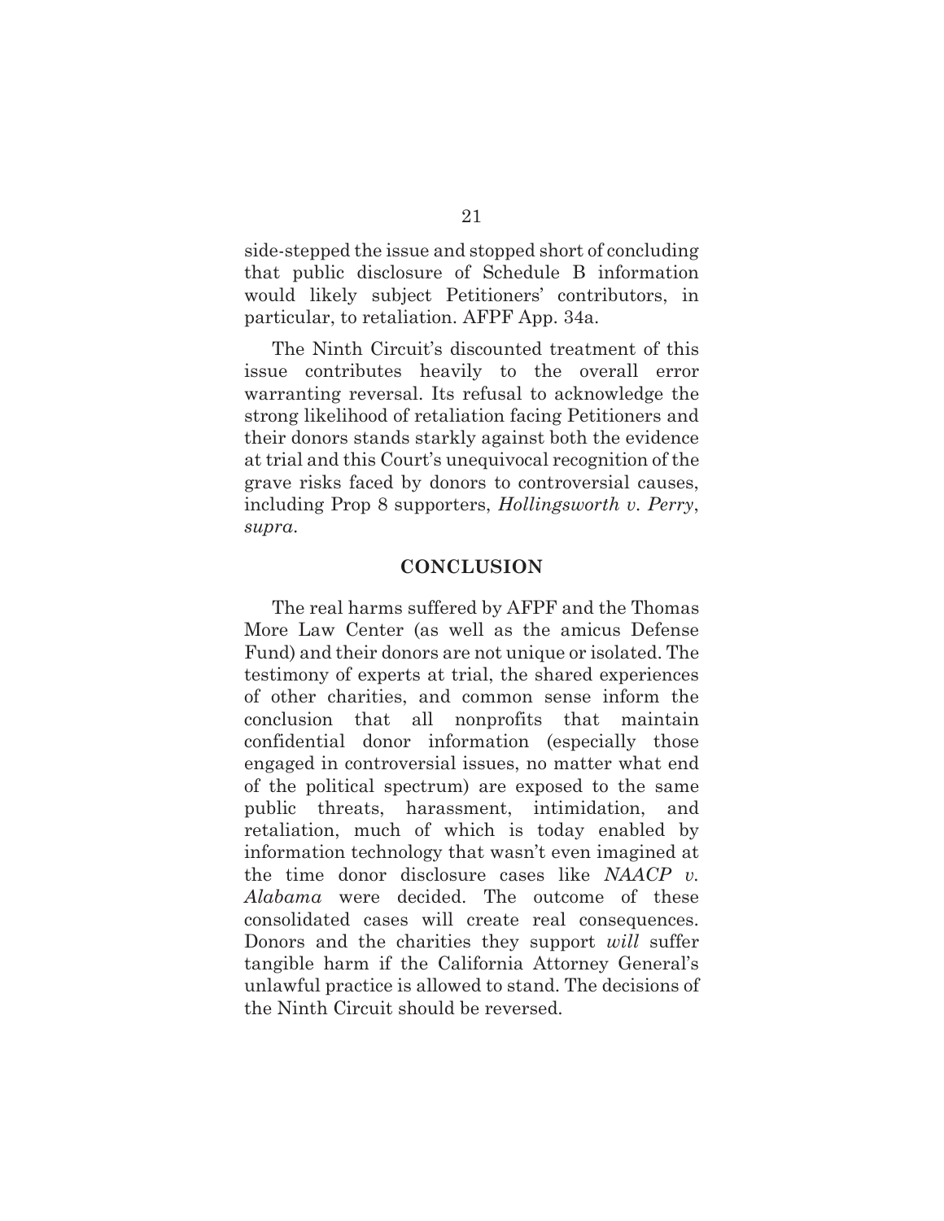side-stepped the issue and stopped short of concluding that public disclosure of Schedule B information would likely subject Petitioners' contributors, in particular, to retaliation. AFPF App. 34a.

The Ninth Circuit's discounted treatment of this issue contributes heavily to the overall error warranting reversal. Its refusal to acknowledge the strong likelihood of retaliation facing Petitioners and their donors stands starkly against both the evidence at trial and this Court's unequivocal recognition of the grave risks faced by donors to controversial causes, including Prop 8 supporters, *Hollingsworth v. Perry*, *supra*.

## CONCLUSION

The real harms suffered by AFPF and the Thomas More Law Center (as well as the amicus Defense Fund) and their donors are not unique or isolated. The testimony of experts at trial, the shared experiences of other charities, and common sense inform the conclusion that all nonprofits that maintain confidential donor information (especially those engaged in controversial issues, no matter what end of the political spectrum) are exposed to the same public threats, harassment, intimidation, and retaliation, much of which is today enabled by information technology that wasn't even imagined at the time donor disclosure cases like *NAACP v. Alabama* were decided. The outcome of these consolidated cases will create real consequences. Donors and the charities they support *will* suffer tangible harm if the California Attorney General's unlawful practice is allowed to stand. The decisions of the Ninth Circuit should be reversed.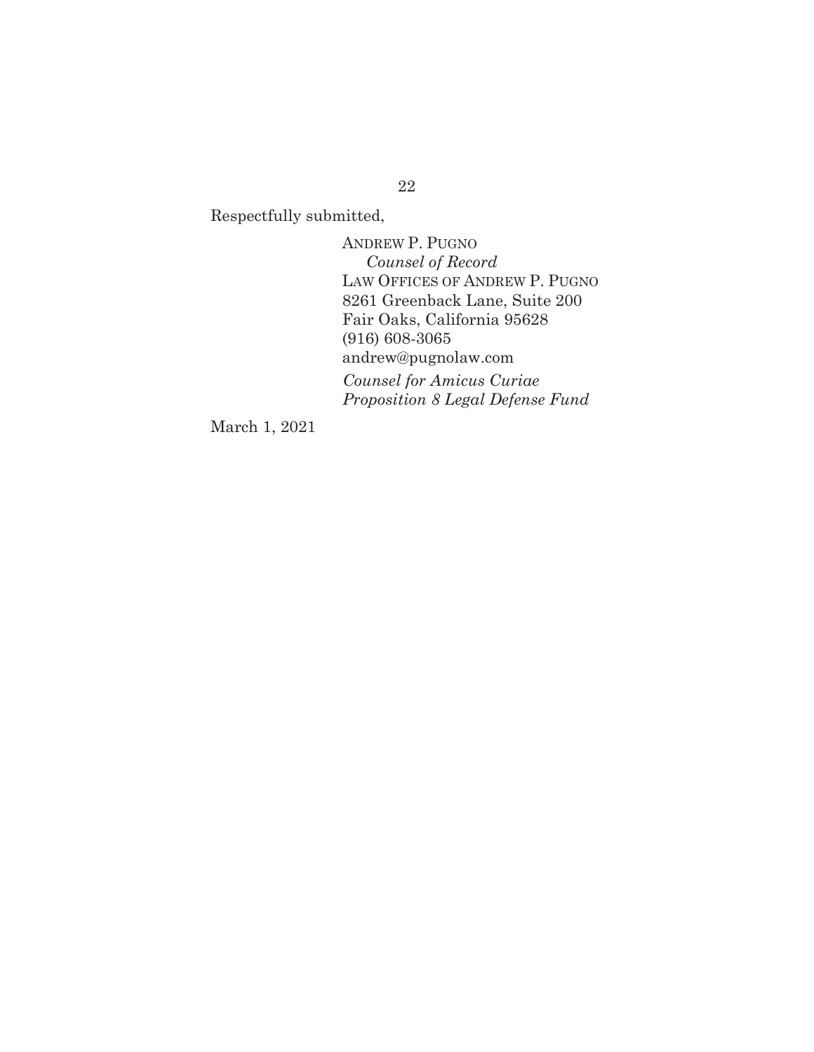Respectfully submitted,

ANDREW P. PUGNO
*Counsel of Record*
LAW OFFICES OF ANDREW P. PUGNO
8261 Greenback Lane, Suite 200
Fair Oaks, California 95628
(916) 608-3065
andrew@pugnolaw.com

*Counsel for Amicus Curiae*
*Proposition 8 Legal Defense Fund*

March 1, 2021